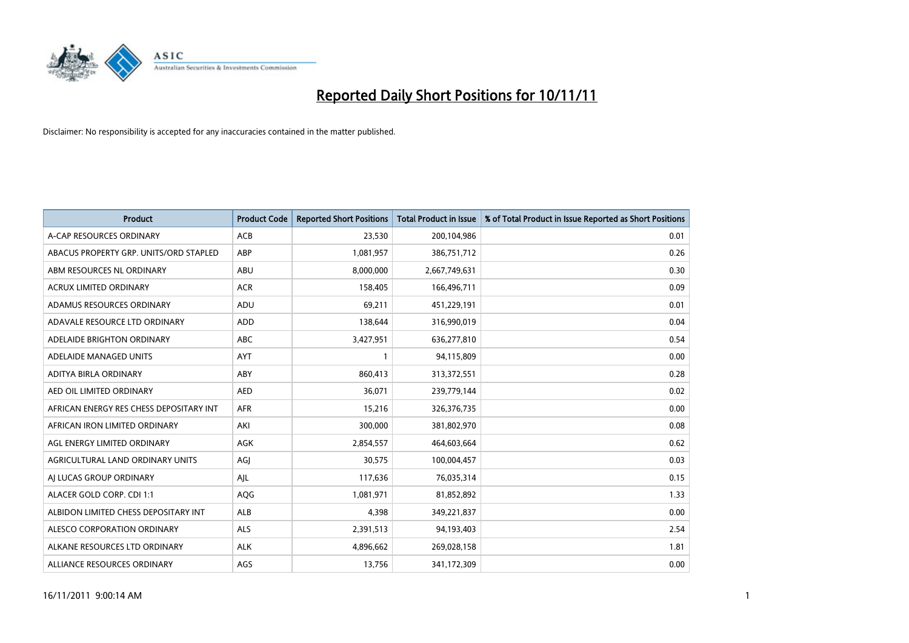# Reported Daily Short Positions for 10/11/11

Disclaimer: No responsibility is accepted for any inaccuracies contained in the matter published.

| Product | Product Code | Reported Short Positions | Total Product in Issue | % of Total Product in Issue Reported as Short Positions |
|---|---|---|---|---|
| A-CAP RESOURCES ORDINARY | ACB | 23,530 | 200,104,986 | 0.01 |
| ABACUS PROPERTY GRP. UNITS/ORD STAPLED | ABP | 1,081,957 | 386,751,712 | 0.26 |
| ABM RESOURCES NL ORDINARY | ABU | 8,000,000 | 2,667,749,631 | 0.30 |
| ACRUX LIMITED ORDINARY | ACR | 158,405 | 166,496,711 | 0.09 |
| ADAMUS RESOURCES ORDINARY | ADU | 69,211 | 451,229,191 | 0.01 |
| ADAVALE RESOURCE LTD ORDINARY | ADD | 138,644 | 316,990,019 | 0.04 |
| ADELAIDE BRIGHTON ORDINARY | ABC | 3,427,951 | 636,277,810 | 0.54 |
| ADELAIDE MANAGED UNITS | AYT | 1 | 94,115,809 | 0.00 |
| ADITYA BIRLA ORDINARY | ABY | 860,413 | 313,372,551 | 0.28 |
| AED OIL LIMITED ORDINARY | AED | 36,071 | 239,779,144 | 0.02 |
| AFRICAN ENERGY RES CHESS DEPOSITARY INT | AFR | 15,216 | 326,376,735 | 0.00 |
| AFRICAN IRON LIMITED ORDINARY | AKI | 300,000 | 381,802,970 | 0.08 |
| AGL ENERGY LIMITED ORDINARY | AGK | 2,854,557 | 464,603,664 | 0.62 |
| AGRICULTURAL LAND ORDINARY UNITS | AGJ | 30,575 | 100,004,457 | 0.03 |
| AJ LUCAS GROUP ORDINARY | AJL | 117,636 | 76,035,314 | 0.15 |
| ALACER GOLD CORP. CDI 1:1 | AQG | 1,081,971 | 81,852,892 | 1.33 |
| ALBIDON LIMITED CHESS DEPOSITARY INT | ALB | 4,398 | 349,221,837 | 0.00 |
| ALESCO CORPORATION ORDINARY | ALS | 2,391,513 | 94,193,403 | 2.54 |
| ALKANE RESOURCES LTD ORDINARY | ALK | 4,896,662 | 269,028,158 | 1.81 |
| ALLIANCE RESOURCES ORDINARY | AGS | 13,756 | 341,172,309 | 0.00 |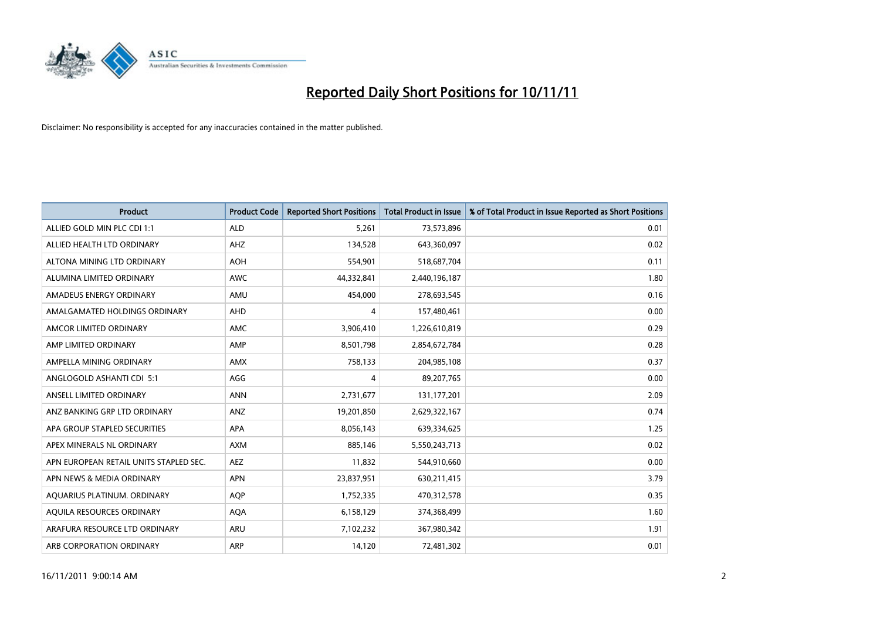# Reported Daily Short Positions for 10/11/11

Disclaimer: No responsibility is accepted for any inaccuracies contained in the matter published.

| Product | Product Code | Reported Short Positions | Total Product in Issue | % of Total Product in Issue Reported as Short Positions |
|---|---|---|---|---|
| ALLIED GOLD MIN PLC CDI 1:1 | ALD | 5,261 | 73,573,896 | 0.01 |
| ALLIED HEALTH LTD ORDINARY | AHZ | 134,528 | 643,360,097 | 0.02 |
| ALTONA MINING LTD ORDINARY | AOH | 554,901 | 518,687,704 | 0.11 |
| ALUMINA LIMITED ORDINARY | AWC | 44,332,841 | 2,440,196,187 | 1.80 |
| AMADEUS ENERGY ORDINARY | AMU | 454,000 | 278,693,545 | 0.16 |
| AMALGAMATED HOLDINGS ORDINARY | AHD | 4 | 157,480,461 | 0.00 |
| AMCOR LIMITED ORDINARY | AMC | 3,906,410 | 1,226,610,819 | 0.29 |
| AMP LIMITED ORDINARY | AMP | 8,501,798 | 2,854,672,784 | 0.28 |
| AMPELLA MINING ORDINARY | AMX | 758,133 | 204,985,108 | 0.37 |
| ANGLOGOLD ASHANTI CDI 5:1 | AGG | 4 | 89,207,765 | 0.00 |
| ANSELL LIMITED ORDINARY | ANN | 2,731,677 | 131,177,201 | 2.09 |
| ANZ BANKING GRP LTD ORDINARY | ANZ | 19,201,850 | 2,629,322,167 | 0.74 |
| APA GROUP STAPLED SECURITIES | APA | 8,056,143 | 639,334,625 | 1.25 |
| APEX MINERALS NL ORDINARY | AXM | 885,146 | 5,550,243,713 | 0.02 |
| APN EUROPEAN RETAIL UNITS STAPLED SEC. | AEZ | 11,832 | 544,910,660 | 0.00 |
| APN NEWS & MEDIA ORDINARY | APN | 23,837,951 | 630,211,415 | 3.79 |
| AQUARIUS PLATINUM. ORDINARY | AQP | 1,752,335 | 470,312,578 | 0.35 |
| AQUILA RESOURCES ORDINARY | AQA | 6,158,129 | 374,368,499 | 1.60 |
| ARAFURA RESOURCE LTD ORDINARY | ARU | 7,102,232 | 367,980,342 | 1.91 |
| ARB CORPORATION ORDINARY | ARP | 14,120 | 72,481,302 | 0.01 |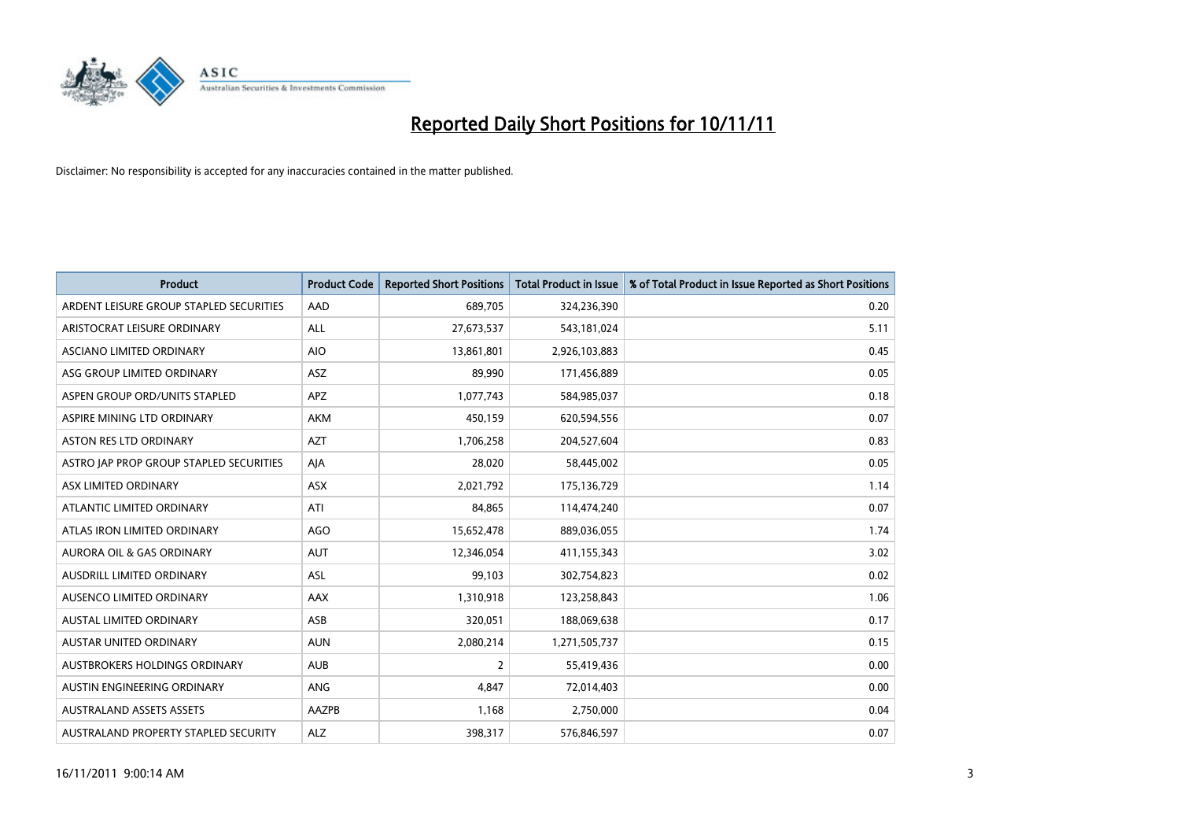# Reported Daily Short Positions for 10/11/11

Disclaimer: No responsibility is accepted for any inaccuracies contained in the matter published.

| Product | Product Code | Reported Short Positions | Total Product in Issue | % of Total Product in Issue Reported as Short Positions |
|---|---|---|---|---|
| ARDENT LEISURE GROUP STAPLED SECURITIES | AAD | 689,705 | 324,236,390 | 0.20 |
| ARISTOCRAT LEISURE ORDINARY | ALL | 27,673,537 | 543,181,024 | 5.11 |
| ASCIANO LIMITED ORDINARY | AIO | 13,861,801 | 2,926,103,883 | 0.45 |
| ASG GROUP LIMITED ORDINARY | ASZ | 89,990 | 171,456,889 | 0.05 |
| ASPEN GROUP ORD/UNITS STAPLED | APZ | 1,077,743 | 584,985,037 | 0.18 |
| ASPIRE MINING LTD ORDINARY | AKM | 450,159 | 620,594,556 | 0.07 |
| ASTON RES LTD ORDINARY | AZT | 1,706,258 | 204,527,604 | 0.83 |
| ASTRO JAP PROP GROUP STAPLED SECURITIES | AJA | 28,020 | 58,445,002 | 0.05 |
| ASX LIMITED ORDINARY | ASX | 2,021,792 | 175,136,729 | 1.14 |
| ATLANTIC LIMITED ORDINARY | ATI | 84,865 | 114,474,240 | 0.07 |
| ATLAS IRON LIMITED ORDINARY | AGO | 15,652,478 | 889,036,055 | 1.74 |
| AURORA OIL & GAS ORDINARY | AUT | 12,346,054 | 411,155,343 | 3.02 |
| AUSDRILL LIMITED ORDINARY | ASL | 99,103 | 302,754,823 | 0.02 |
| AUSENCO LIMITED ORDINARY | AAX | 1,310,918 | 123,258,843 | 1.06 |
| AUSTAL LIMITED ORDINARY | ASB | 320,051 | 188,069,638 | 0.17 |
| AUSTAR UNITED ORDINARY | AUN | 2,080,214 | 1,271,505,737 | 0.15 |
| AUSTBROKERS HOLDINGS ORDINARY | AUB | 2 | 55,419,436 | 0.00 |
| AUSTIN ENGINEERING ORDINARY | ANG | 4,847 | 72,014,403 | 0.00 |
| AUSTRALAND ASSETS ASSETS | AAZPB | 1,168 | 2,750,000 | 0.04 |
| AUSTRALAND PROPERTY STAPLED SECURITY | ALZ | 398,317 | 576,846,597 | 0.07 |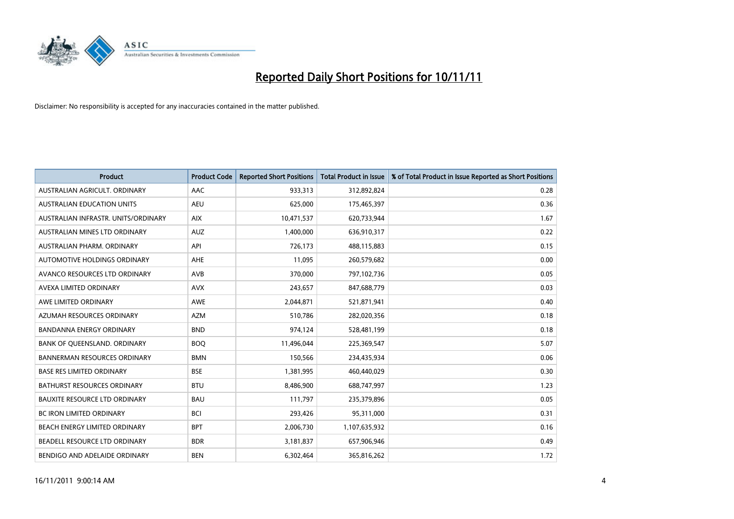# Reported Daily Short Positions for 10/11/11

Disclaimer: No responsibility is accepted for any inaccuracies contained in the matter published.

| Product | Product Code | Reported Short Positions | Total Product in Issue | % of Total Product in Issue Reported as Short Positions |
|---|---|---|---|---|
| AUSTRALIAN AGRICULT. ORDINARY | AAC | 933,313 | 312,892,824 | 0.28 |
| AUSTRALIAN EDUCATION UNITS | AEU | 625,000 | 175,465,397 | 0.36 |
| AUSTRALIAN INFRASTR. UNITS/ORDINARY | AIX | 10,471,537 | 620,733,944 | 1.67 |
| AUSTRALIAN MINES LTD ORDINARY | AUZ | 1,400,000 | 636,910,317 | 0.22 |
| AUSTRALIAN PHARM. ORDINARY | API | 726,173 | 488,115,883 | 0.15 |
| AUTOMOTIVE HOLDINGS ORDINARY | AHE | 11,095 | 260,579,682 | 0.00 |
| AVANCO RESOURCES LTD ORDINARY | AVB | 370,000 | 797,102,736 | 0.05 |
| AVEXA LIMITED ORDINARY | AVX | 243,657 | 847,688,779 | 0.03 |
| AWE LIMITED ORDINARY | AWE | 2,044,871 | 521,871,941 | 0.40 |
| AZUMAH RESOURCES ORDINARY | AZM | 510,786 | 282,020,356 | 0.18 |
| BANDANNA ENERGY ORDINARY | BND | 974,124 | 528,481,199 | 0.18 |
| BANK OF QUEENSLAND. ORDINARY | BOQ | 11,496,044 | 225,369,547 | 5.07 |
| BANNERMAN RESOURCES ORDINARY | BMN | 150,566 | 234,435,934 | 0.06 |
| BASE RES LIMITED ORDINARY | BSE | 1,381,995 | 460,440,029 | 0.30 |
| BATHURST RESOURCES ORDINARY | BTU | 8,486,900 | 688,747,997 | 1.23 |
| BAUXITE RESOURCE LTD ORDINARY | BAU | 111,797 | 235,379,896 | 0.05 |
| BC IRON LIMITED ORDINARY | BCI | 293,426 | 95,311,000 | 0.31 |
| BEACH ENERGY LIMITED ORDINARY | BPT | 2,006,730 | 1,107,635,932 | 0.16 |
| BEADELL RESOURCE LTD ORDINARY | BDR | 3,181,837 | 657,906,946 | 0.49 |
| BENDIGO AND ADELAIDE ORDINARY | BEN | 6,302,464 | 365,816,262 | 1.72 |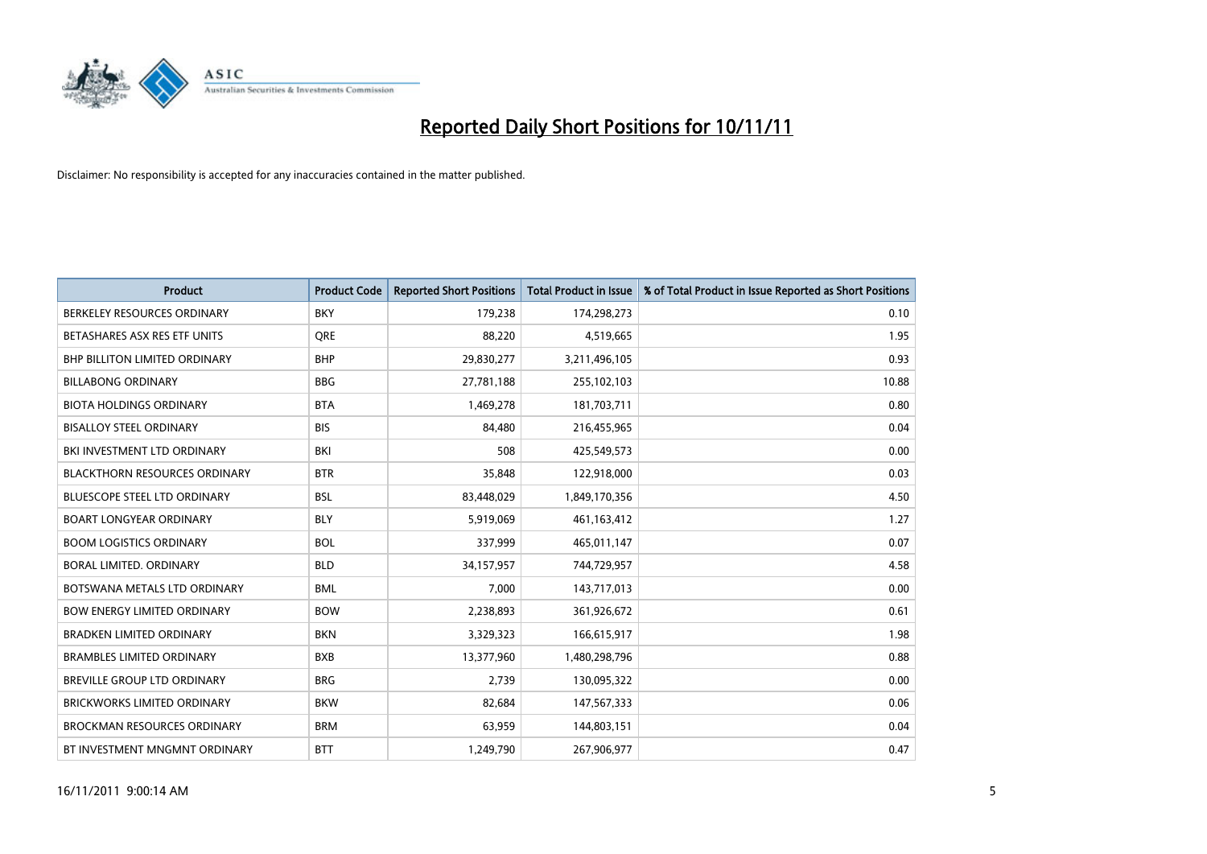# Reported Daily Short Positions for 10/11/11

Disclaimer: No responsibility is accepted for any inaccuracies contained in the matter published.

| Product | Product Code | Reported Short Positions | Total Product in Issue | % of Total Product in Issue Reported as Short Positions |
|---|---|---|---|---|
| BERKELEY RESOURCES ORDINARY | BKY | 179,238 | 174,298,273 | 0.10 |
| BETASHARES ASX RES ETF UNITS | QRE | 88,220 | 4,519,665 | 1.95 |
| BHP BILLITON LIMITED ORDINARY | BHP | 29,830,277 | 3,211,496,105 | 0.93 |
| BILLABONG ORDINARY | BBG | 27,781,188 | 255,102,103 | 10.88 |
| BIOTA HOLDINGS ORDINARY | BTA | 1,469,278 | 181,703,711 | 0.80 |
| BISALLOY STEEL ORDINARY | BIS | 84,480 | 216,455,965 | 0.04 |
| BKI INVESTMENT LTD ORDINARY | BKI | 508 | 425,549,573 | 0.00 |
| BLACKTHORN RESOURCES ORDINARY | BTR | 35,848 | 122,918,000 | 0.03 |
| BLUESCOPE STEEL LTD ORDINARY | BSL | 83,448,029 | 1,849,170,356 | 4.50 |
| BOART LONGYEAR ORDINARY | BLY | 5,919,069 | 461,163,412 | 1.27 |
| BOOM LOGISTICS ORDINARY | BOL | 337,999 | 465,011,147 | 0.07 |
| BORAL LIMITED. ORDINARY | BLD | 34,157,957 | 744,729,957 | 4.58 |
| BOTSWANA METALS LTD ORDINARY | BML | 7,000 | 143,717,013 | 0.00 |
| BOW ENERGY LIMITED ORDINARY | BOW | 2,238,893 | 361,926,672 | 0.61 |
| BRADKEN LIMITED ORDINARY | BKN | 3,329,323 | 166,615,917 | 1.98 |
| BRAMBLES LIMITED ORDINARY | BXB | 13,377,960 | 1,480,298,796 | 0.88 |
| BREVILLE GROUP LTD ORDINARY | BRG | 2,739 | 130,095,322 | 0.00 |
| BRICKWORKS LIMITED ORDINARY | BKW | 82,684 | 147,567,333 | 0.06 |
| BROCKMAN RESOURCES ORDINARY | BRM | 63,959 | 144,803,151 | 0.04 |
| BT INVESTMENT MNGMNT ORDINARY | BTT | 1,249,790 | 267,906,977 | 0.47 |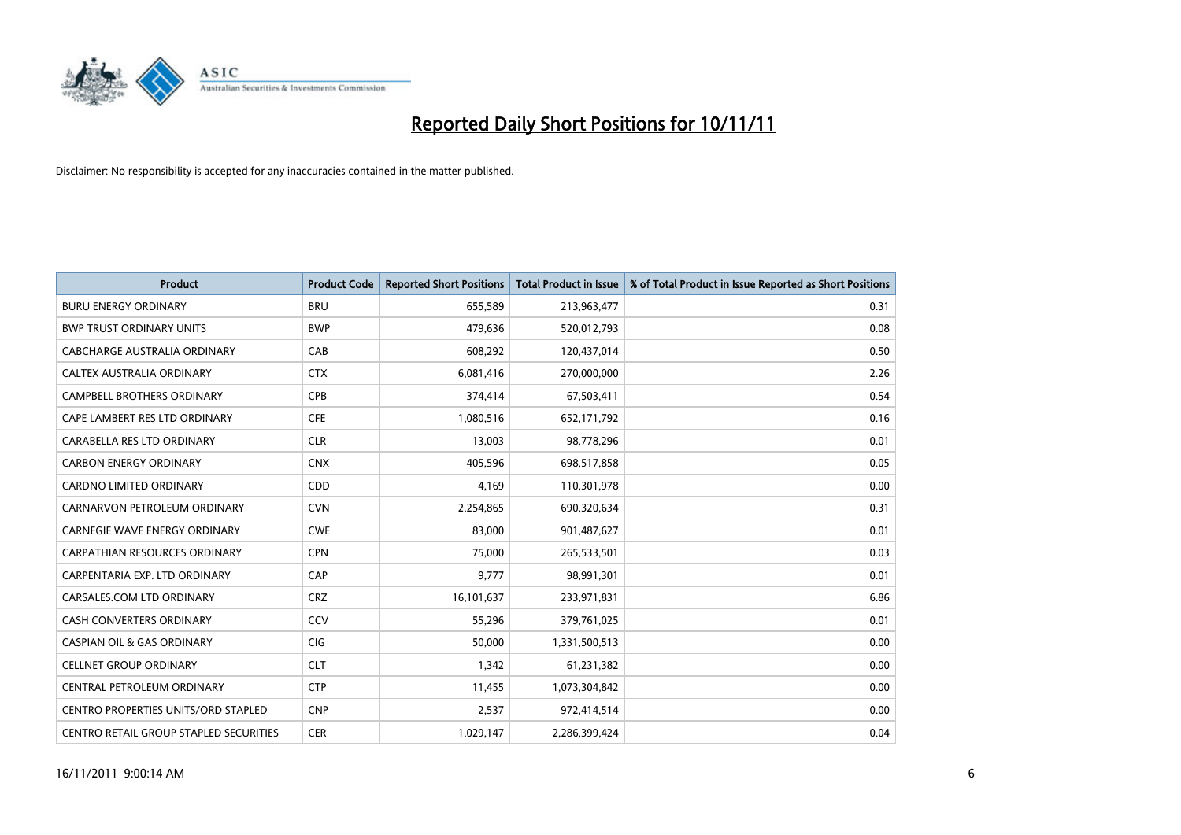# Reported Daily Short Positions for 10/11/11

Disclaimer: No responsibility is accepted for any inaccuracies contained in the matter published.

| Product | Product Code | Reported Short Positions | Total Product in Issue | % of Total Product in Issue Reported as Short Positions |
|---|---|---|---|---|
| BURU ENERGY ORDINARY | BRU | 655,589 | 213,963,477 | 0.31 |
| BWP TRUST ORDINARY UNITS | BWP | 479,636 | 520,012,793 | 0.08 |
| CABCHARGE AUSTRALIA ORDINARY | CAB | 608,292 | 120,437,014 | 0.50 |
| CALTEX AUSTRALIA ORDINARY | CTX | 6,081,416 | 270,000,000 | 2.26 |
| CAMPBELL BROTHERS ORDINARY | CPB | 374,414 | 67,503,411 | 0.54 |
| CAPE LAMBERT RES LTD ORDINARY | CFE | 1,080,516 | 652,171,792 | 0.16 |
| CARABELLA RES LTD ORDINARY | CLR | 13,003 | 98,778,296 | 0.01 |
| CARBON ENERGY ORDINARY | CNX | 405,596 | 698,517,858 | 0.05 |
| CARDNO LIMITED ORDINARY | CDD | 4,169 | 110,301,978 | 0.00 |
| CARNARVON PETROLEUM ORDINARY | CVN | 2,254,865 | 690,320,634 | 0.31 |
| CARNEGIE WAVE ENERGY ORDINARY | CWE | 83,000 | 901,487,627 | 0.01 |
| CARPATHIAN RESOURCES ORDINARY | CPN | 75,000 | 265,533,501 | 0.03 |
| CARPENTARIA EXP. LTD ORDINARY | CAP | 9,777 | 98,991,301 | 0.01 |
| CARSALES.COM LTD ORDINARY | CRZ | 16,101,637 | 233,971,831 | 6.86 |
| CASH CONVERTERS ORDINARY | CCV | 55,296 | 379,761,025 | 0.01 |
| CASPIAN OIL & GAS ORDINARY | CIG | 50,000 | 1,331,500,513 | 0.00 |
| CELLNET GROUP ORDINARY | CLT | 1,342 | 61,231,382 | 0.00 |
| CENTRAL PETROLEUM ORDINARY | CTP | 11,455 | 1,073,304,842 | 0.00 |
| CENTRO PROPERTIES UNITS/ORD STAPLED | CNP | 2,537 | 972,414,514 | 0.00 |
| CENTRO RETAIL GROUP STAPLED SECURITIES | CER | 1,029,147 | 2,286,399,424 | 0.04 |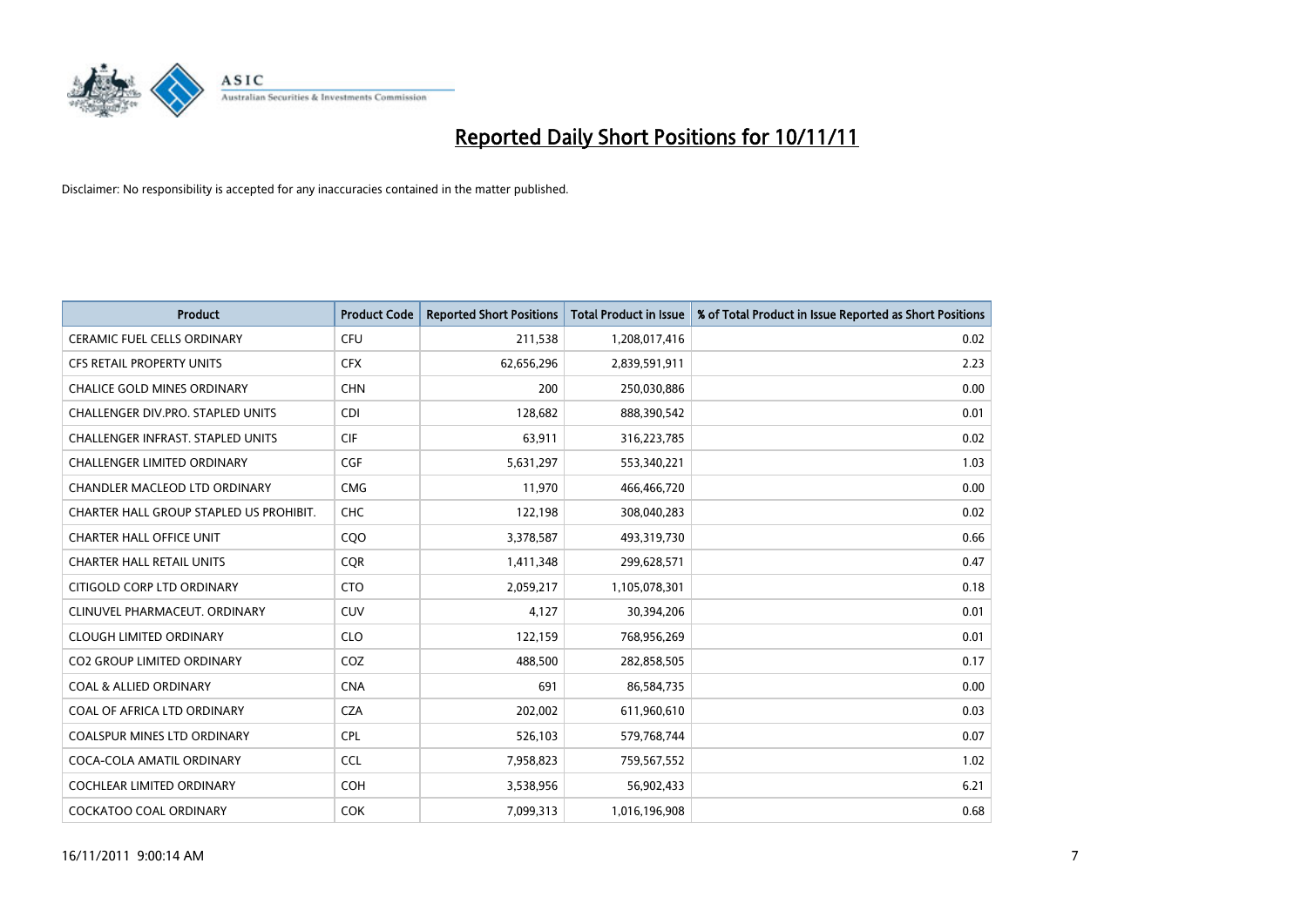# Reported Daily Short Positions for 10/11/11

Disclaimer: No responsibility is accepted for any inaccuracies contained in the matter published.

| Product | Product Code | Reported Short Positions | Total Product in Issue | % of Total Product in Issue Reported as Short Positions |
|---|---|---|---|---|
| CERAMIC FUEL CELLS ORDINARY | CFU | 211,538 | 1,208,017,416 | 0.02 |
| CFS RETAIL PROPERTY UNITS | CFX | 62,656,296 | 2,839,591,911 | 2.23 |
| CHALICE GOLD MINES ORDINARY | CHN | 200 | 250,030,886 | 0.00 |
| CHALLENGER DIV.PRO. STAPLED UNITS | CDI | 128,682 | 888,390,542 | 0.01 |
| CHALLENGER INFRAST. STAPLED UNITS | CIF | 63,911 | 316,223,785 | 0.02 |
| CHALLENGER LIMITED ORDINARY | CGF | 5,631,297 | 553,340,221 | 1.03 |
| CHANDLER MACLEOD LTD ORDINARY | CMG | 11,970 | 466,466,720 | 0.00 |
| CHARTER HALL GROUP STAPLED US PROHIBIT. | CHC | 122,198 | 308,040,283 | 0.02 |
| CHARTER HALL OFFICE UNIT | CQO | 3,378,587 | 493,319,730 | 0.66 |
| CHARTER HALL RETAIL UNITS | CQR | 1,411,348 | 299,628,571 | 0.47 |
| CITIGOLD CORP LTD ORDINARY | CTO | 2,059,217 | 1,105,078,301 | 0.18 |
| CLINUVEL PHARMACEUT. ORDINARY | CUV | 4,127 | 30,394,206 | 0.01 |
| CLOUGH LIMITED ORDINARY | CLO | 122,159 | 768,956,269 | 0.01 |
| CO2 GROUP LIMITED ORDINARY | COZ | 488,500 | 282,858,505 | 0.17 |
| COAL & ALLIED ORDINARY | CNA | 691 | 86,584,735 | 0.00 |
| COAL OF AFRICA LTD ORDINARY | CZA | 202,002 | 611,960,610 | 0.03 |
| COALSPUR MINES LTD ORDINARY | CPL | 526,103 | 579,768,744 | 0.07 |
| COCA-COLA AMATIL ORDINARY | CCL | 7,958,823 | 759,567,552 | 1.02 |
| COCHLEAR LIMITED ORDINARY | COH | 3,538,956 | 56,902,433 | 6.21 |
| COCKATOO COAL ORDINARY | COK | 7,099,313 | 1,016,196,908 | 0.68 |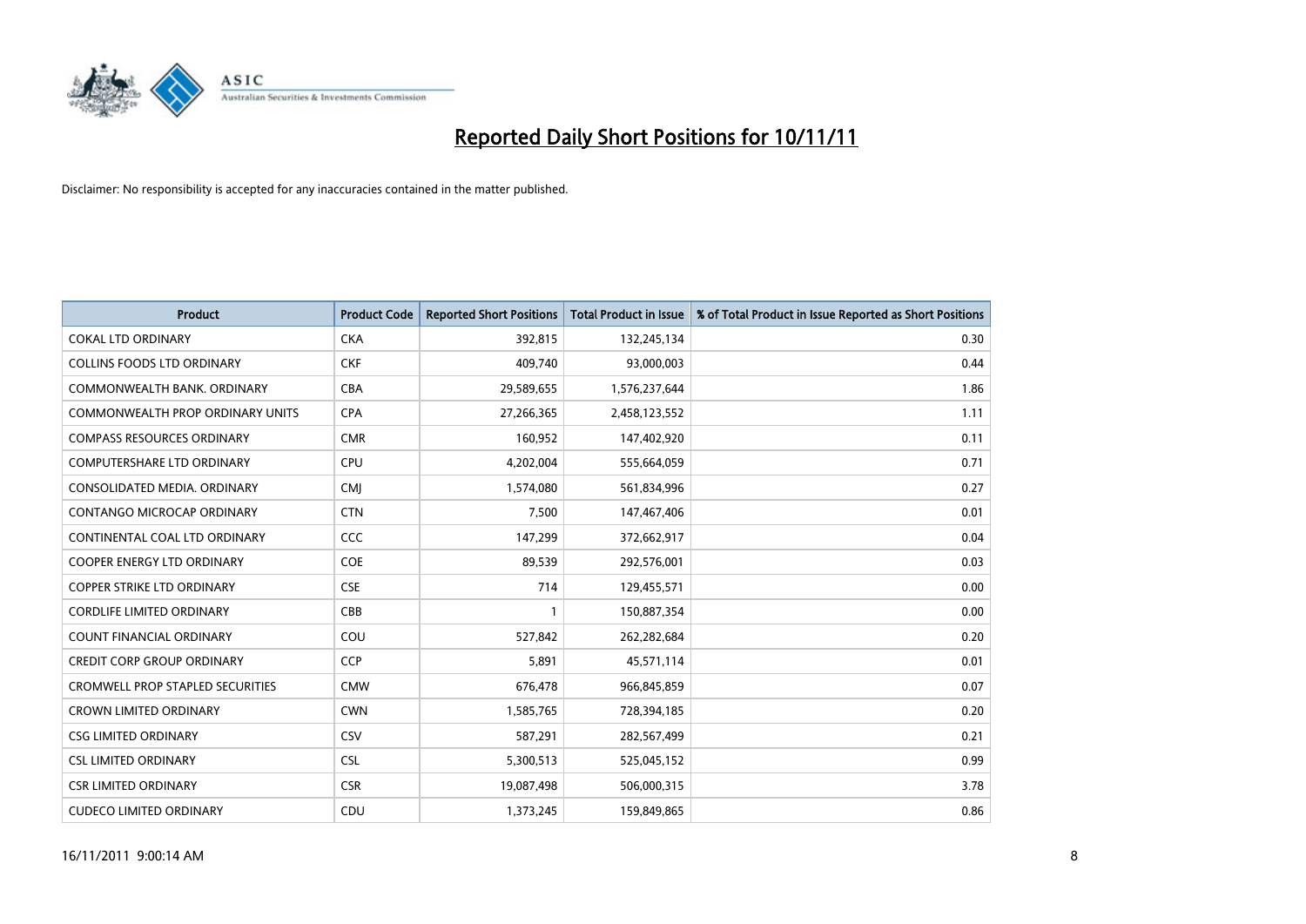# Reported Daily Short Positions for 10/11/11

Disclaimer: No responsibility is accepted for any inaccuracies contained in the matter published.

| Product | Product Code | Reported Short Positions | Total Product in Issue | % of Total Product in Issue Reported as Short Positions |
|---|---|---|---|---|
| COKAL LTD ORDINARY | CKA | 392,815 | 132,245,134 | 0.30 |
| COLLINS FOODS LTD ORDINARY | CKF | 409,740 | 93,000,003 | 0.44 |
| COMMONWEALTH BANK. ORDINARY | CBA | 29,589,655 | 1,576,237,644 | 1.86 |
| COMMONWEALTH PROP ORDINARY UNITS | CPA | 27,266,365 | 2,458,123,552 | 1.11 |
| COMPASS RESOURCES ORDINARY | CMR | 160,952 | 147,402,920 | 0.11 |
| COMPUTERSHARE LTD ORDINARY | CPU | 4,202,004 | 555,664,059 | 0.71 |
| CONSOLIDATED MEDIA. ORDINARY | CMJ | 1,574,080 | 561,834,996 | 0.27 |
| CONTANGO MICROCAP ORDINARY | CTN | 7,500 | 147,467,406 | 0.01 |
| CONTINENTAL COAL LTD ORDINARY | CCC | 147,299 | 372,662,917 | 0.04 |
| COOPER ENERGY LTD ORDINARY | COE | 89,539 | 292,576,001 | 0.03 |
| COPPER STRIKE LTD ORDINARY | CSE | 714 | 129,455,571 | 0.00 |
| CORDLIFE LIMITED ORDINARY | CBB | 1 | 150,887,354 | 0.00 |
| COUNT FINANCIAL ORDINARY | COU | 527,842 | 262,282,684 | 0.20 |
| CREDIT CORP GROUP ORDINARY | CCP | 5,891 | 45,571,114 | 0.01 |
| CROMWELL PROP STAPLED SECURITIES | CMW | 676,478 | 966,845,859 | 0.07 |
| CROWN LIMITED ORDINARY | CWN | 1,585,765 | 728,394,185 | 0.20 |
| CSG LIMITED ORDINARY | CSV | 587,291 | 282,567,499 | 0.21 |
| CSL LIMITED ORDINARY | CSL | 5,300,513 | 525,045,152 | 0.99 |
| CSR LIMITED ORDINARY | CSR | 19,087,498 | 506,000,315 | 3.78 |
| CUDECO LIMITED ORDINARY | CDU | 1,373,245 | 159,849,865 | 0.86 |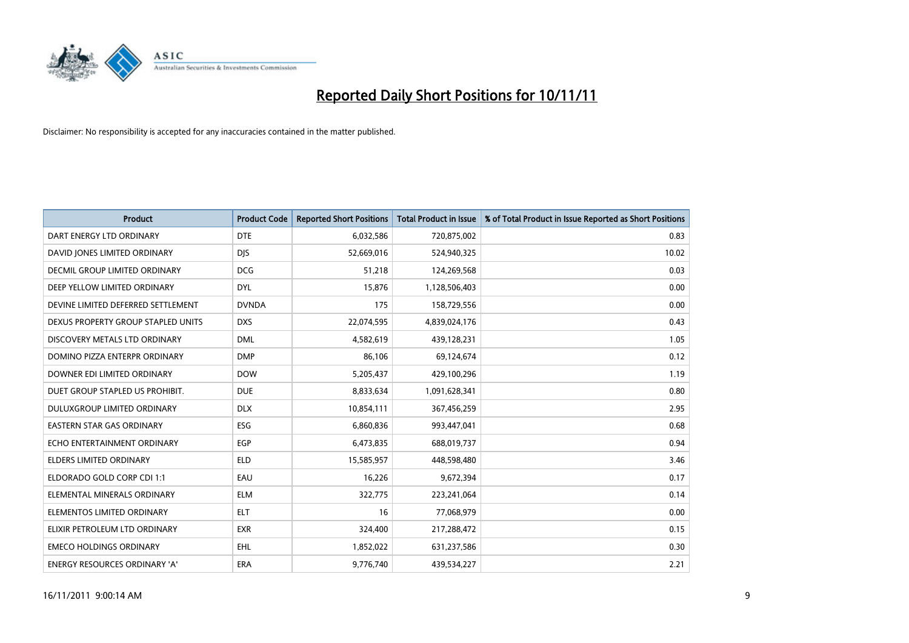# Reported Daily Short Positions for 10/11/11

Disclaimer: No responsibility is accepted for any inaccuracies contained in the matter published.

| Product | Product Code | Reported Short Positions | Total Product in Issue | % of Total Product in Issue Reported as Short Positions |
|---|---|---|---|---|
| DART ENERGY LTD ORDINARY | DTE | 6,032,586 | 720,875,002 | 0.83 |
| DAVID JONES LIMITED ORDINARY | DJS | 52,669,016 | 524,940,325 | 10.02 |
| DECMIL GROUP LIMITED ORDINARY | DCG | 51,218 | 124,269,568 | 0.03 |
| DEEP YELLOW LIMITED ORDINARY | DYL | 15,876 | 1,128,506,403 | 0.00 |
| DEVINE LIMITED DEFERRED SETTLEMENT | DVNDA | 175 | 158,729,556 | 0.00 |
| DEXUS PROPERTY GROUP STAPLED UNITS | DXS | 22,074,595 | 4,839,024,176 | 0.43 |
| DISCOVERY METALS LTD ORDINARY | DML | 4,582,619 | 439,128,231 | 1.05 |
| DOMINO PIZZA ENTERPR ORDINARY | DMP | 86,106 | 69,124,674 | 0.12 |
| DOWNER EDI LIMITED ORDINARY | DOW | 5,205,437 | 429,100,296 | 1.19 |
| DUET GROUP STAPLED US PROHIBIT. | DUE | 8,833,634 | 1,091,628,341 | 0.80 |
| DULUXGROUP LIMITED ORDINARY | DLX | 10,854,111 | 367,456,259 | 2.95 |
| EASTERN STAR GAS ORDINARY | ESG | 6,860,836 | 993,447,041 | 0.68 |
| ECHO ENTERTAINMENT ORDINARY | EGP | 6,473,835 | 688,019,737 | 0.94 |
| ELDERS LIMITED ORDINARY | ELD | 15,585,957 | 448,598,480 | 3.46 |
| ELDORADO GOLD CORP CDI 1:1 | EAU | 16,226 | 9,672,394 | 0.17 |
| ELEMENTAL MINERALS ORDINARY | ELM | 322,775 | 223,241,064 | 0.14 |
| ELEMENTOS LIMITED ORDINARY | ELT | 16 | 77,068,979 | 0.00 |
| ELIXIR PETROLEUM LTD ORDINARY | EXR | 324,400 | 217,288,472 | 0.15 |
| EMECO HOLDINGS ORDINARY | EHL | 1,852,022 | 631,237,586 | 0.30 |
| ENERGY RESOURCES ORDINARY 'A' | ERA | 9,776,740 | 439,534,227 | 2.21 |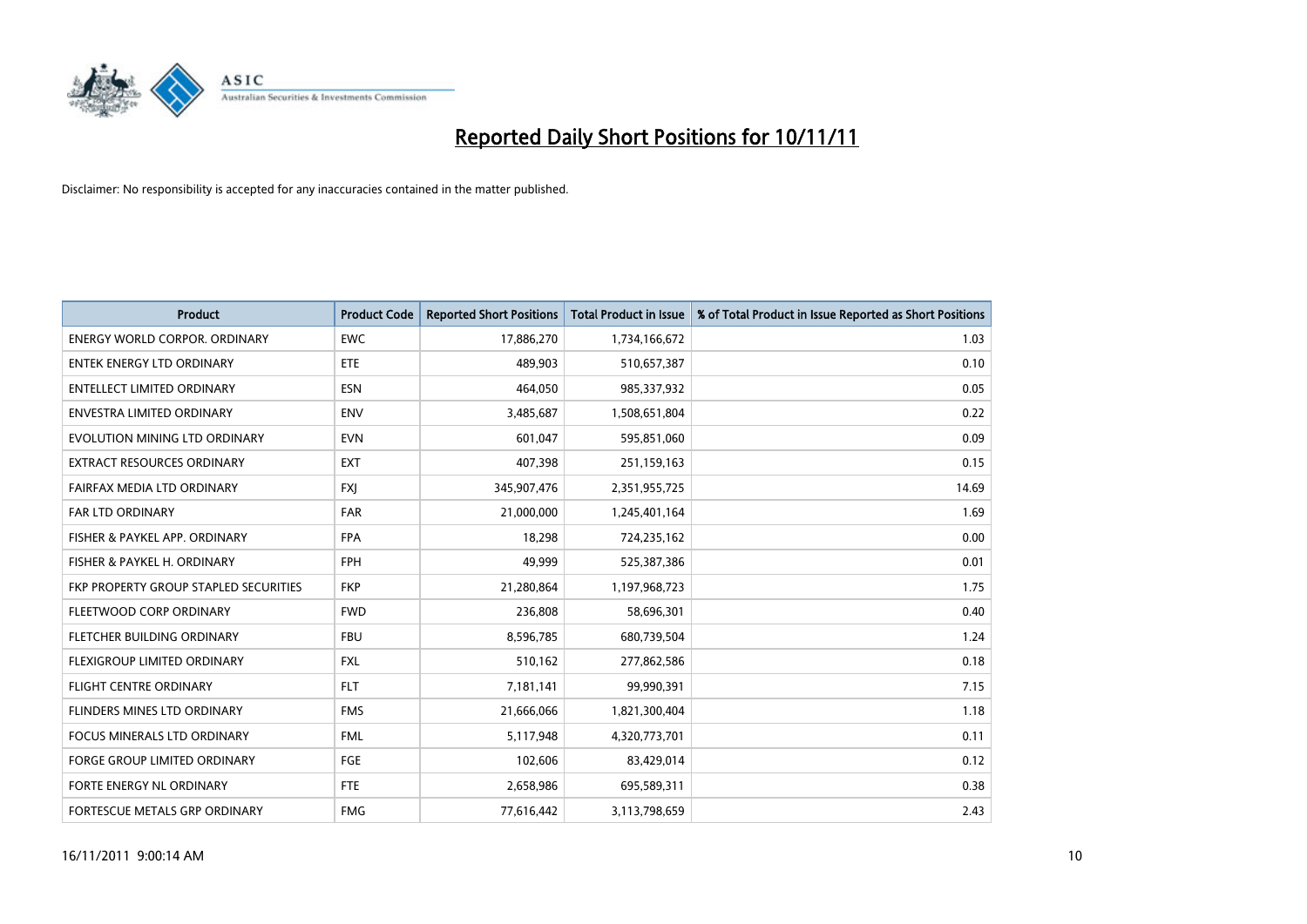# Reported Daily Short Positions for 10/11/11

Disclaimer: No responsibility is accepted for any inaccuracies contained in the matter published.

| Product | Product Code | Reported Short Positions | Total Product in Issue | % of Total Product in Issue Reported as Short Positions |
|---|---|---|---|---|
| ENERGY WORLD CORPOR. ORDINARY | EWC | 17,886,270 | 1,734,166,672 | 1.03 |
| ENTEK ENERGY LTD ORDINARY | ETE | 489,903 | 510,657,387 | 0.10 |
| ENTELLECT LIMITED ORDINARY | ESN | 464,050 | 985,337,932 | 0.05 |
| ENVESTRA LIMITED ORDINARY | ENV | 3,485,687 | 1,508,651,804 | 0.22 |
| EVOLUTION MINING LTD ORDINARY | EVN | 601,047 | 595,851,060 | 0.09 |
| EXTRACT RESOURCES ORDINARY | EXT | 407,398 | 251,159,163 | 0.15 |
| FAIRFAX MEDIA LTD ORDINARY | FXJ | 345,907,476 | 2,351,955,725 | 14.69 |
| FAR LTD ORDINARY | FAR | 21,000,000 | 1,245,401,164 | 1.69 |
| FISHER & PAYKEL APP. ORDINARY | FPA | 18,298 | 724,235,162 | 0.00 |
| FISHER & PAYKEL H. ORDINARY | FPH | 49,999 | 525,387,386 | 0.01 |
| FKP PROPERTY GROUP STAPLED SECURITIES | FKP | 21,280,864 | 1,197,968,723 | 1.75 |
| FLEETWOOD CORP ORDINARY | FWD | 236,808 | 58,696,301 | 0.40 |
| FLETCHER BUILDING ORDINARY | FBU | 8,596,785 | 680,739,504 | 1.24 |
| FLEXIGROUP LIMITED ORDINARY | FXL | 510,162 | 277,862,586 | 0.18 |
| FLIGHT CENTRE ORDINARY | FLT | 7,181,141 | 99,990,391 | 7.15 |
| FLINDERS MINES LTD ORDINARY | FMS | 21,666,066 | 1,821,300,404 | 1.18 |
| FOCUS MINERALS LTD ORDINARY | FML | 5,117,948 | 4,320,773,701 | 0.11 |
| FORGE GROUP LIMITED ORDINARY | FGE | 102,606 | 83,429,014 | 0.12 |
| FORTE ENERGY NL ORDINARY | FTE | 2,658,986 | 695,589,311 | 0.38 |
| FORTESCUE METALS GRP ORDINARY | FMG | 77,616,442 | 3,113,798,659 | 2.43 |

16/11/2011 9:00:14 AM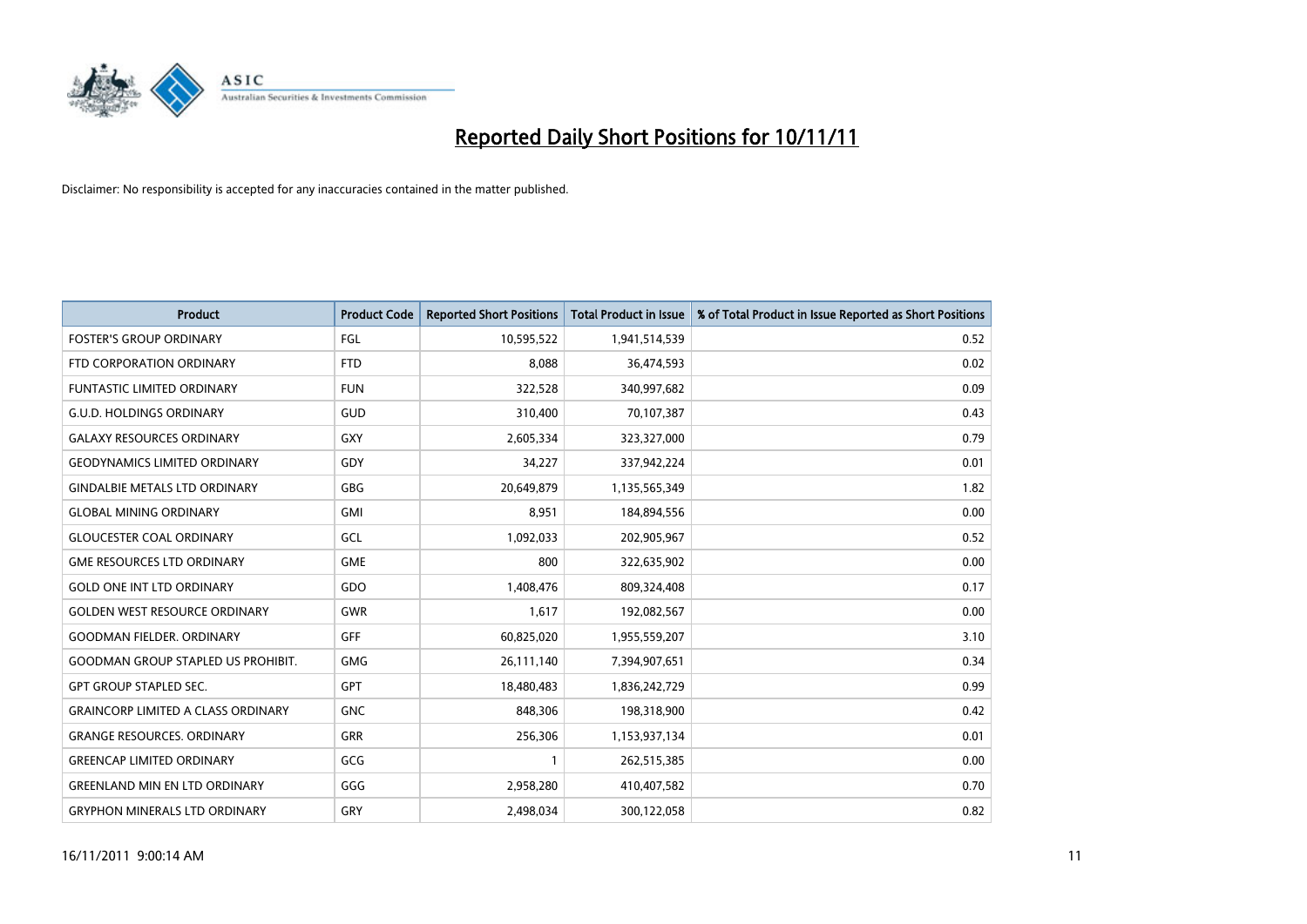# Reported Daily Short Positions for 10/11/11

Disclaimer: No responsibility is accepted for any inaccuracies contained in the matter published.

| Product | Product Code | Reported Short Positions | Total Product in Issue | % of Total Product in Issue Reported as Short Positions |
|---|---|---|---|---|
| FOSTER'S GROUP ORDINARY | FGL | 10,595,522 | 1,941,514,539 | 0.52 |
| FTD CORPORATION ORDINARY | FTD | 8,088 | 36,474,593 | 0.02 |
| FUNTASTIC LIMITED ORDINARY | FUN | 322,528 | 340,997,682 | 0.09 |
| G.U.D. HOLDINGS ORDINARY | GUD | 310,400 | 70,107,387 | 0.43 |
| GALAXY RESOURCES ORDINARY | GXY | 2,605,334 | 323,327,000 | 0.79 |
| GEODYNAMICS LIMITED ORDINARY | GDY | 34,227 | 337,942,224 | 0.01 |
| GINDALBIE METALS LTD ORDINARY | GBG | 20,649,879 | 1,135,565,349 | 1.82 |
| GLOBAL MINING ORDINARY | GMI | 8,951 | 184,894,556 | 0.00 |
| GLOUCESTER COAL ORDINARY | GCL | 1,092,033 | 202,905,967 | 0.52 |
| GME RESOURCES LTD ORDINARY | GME | 800 | 322,635,902 | 0.00 |
| GOLD ONE INT LTD ORDINARY | GDO | 1,408,476 | 809,324,408 | 0.17 |
| GOLDEN WEST RESOURCE ORDINARY | GWR | 1,617 | 192,082,567 | 0.00 |
| GOODMAN FIELDER. ORDINARY | GFF | 60,825,020 | 1,955,559,207 | 3.10 |
| GOODMAN GROUP STAPLED US PROHIBIT. | GMG | 26,111,140 | 7,394,907,651 | 0.34 |
| GPT GROUP STAPLED SEC. | GPT | 18,480,483 | 1,836,242,729 | 0.99 |
| GRAINCORP LIMITED A CLASS ORDINARY | GNC | 848,306 | 198,318,900 | 0.42 |
| GRANGE RESOURCES. ORDINARY | GRR | 256,306 | 1,153,937,134 | 0.01 |
| GREENCAP LIMITED ORDINARY | GCG | 1 | 262,515,385 | 0.00 |
| GREENLAND MIN EN LTD ORDINARY | GGG | 2,958,280 | 410,407,582 | 0.70 |
| GRYPHON MINERALS LTD ORDINARY | GRY | 2,498,034 | 300,122,058 | 0.82 |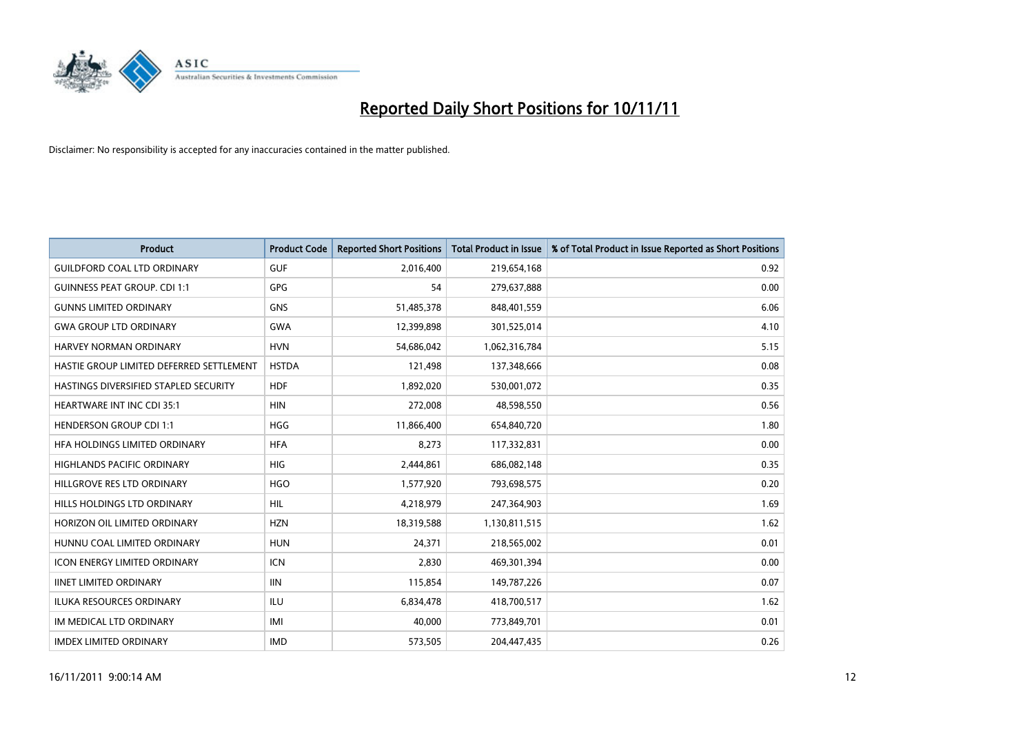# Reported Daily Short Positions for 10/11/11

Disclaimer: No responsibility is accepted for any inaccuracies contained in the matter published.

| Product | Product Code | Reported Short Positions | Total Product in Issue | % of Total Product in Issue Reported as Short Positions |
|---|---|---|---|---|
| GUILDFORD COAL LTD ORDINARY | GUF | 2,016,400 | 219,654,168 | 0.92 |
| GUINNESS PEAT GROUP. CDI 1:1 | GPG | 54 | 279,637,888 | 0.00 |
| GUNNS LIMITED ORDINARY | GNS | 51,485,378 | 848,401,559 | 6.06 |
| GWA GROUP LTD ORDINARY | GWA | 12,399,898 | 301,525,014 | 4.10 |
| HARVEY NORMAN ORDINARY | HVN | 54,686,042 | 1,062,316,784 | 5.15 |
| HASTIE GROUP LIMITED DEFERRED SETTLEMENT | HSTDA | 121,498 | 137,348,666 | 0.08 |
| HASTINGS DIVERSIFIED STAPLED SECURITY | HDF | 1,892,020 | 530,001,072 | 0.35 |
| HEARTWARE INT INC CDI 35:1 | HIN | 272,008 | 48,598,550 | 0.56 |
| HENDERSON GROUP CDI 1:1 | HGG | 11,866,400 | 654,840,720 | 1.80 |
| HFA HOLDINGS LIMITED ORDINARY | HFA | 8,273 | 117,332,831 | 0.00 |
| HIGHLANDS PACIFIC ORDINARY | HIG | 2,444,861 | 686,082,148 | 0.35 |
| HILLGROVE RES LTD ORDINARY | HGO | 1,577,920 | 793,698,575 | 0.20 |
| HILLS HOLDINGS LTD ORDINARY | HIL | 4,218,979 | 247,364,903 | 1.69 |
| HORIZON OIL LIMITED ORDINARY | HZN | 18,319,588 | 1,130,811,515 | 1.62 |
| HUNNU COAL LIMITED ORDINARY | HUN | 24,371 | 218,565,002 | 0.01 |
| ICON ENERGY LIMITED ORDINARY | ICN | 2,830 | 469,301,394 | 0.00 |
| IINET LIMITED ORDINARY | IIN | 115,854 | 149,787,226 | 0.07 |
| ILUKA RESOURCES ORDINARY | ILU | 6,834,478 | 418,700,517 | 1.62 |
| IM MEDICAL LTD ORDINARY | IMI | 40,000 | 773,849,701 | 0.01 |
| IMDEX LIMITED ORDINARY | IMD | 573,505 | 204,447,435 | 0.26 |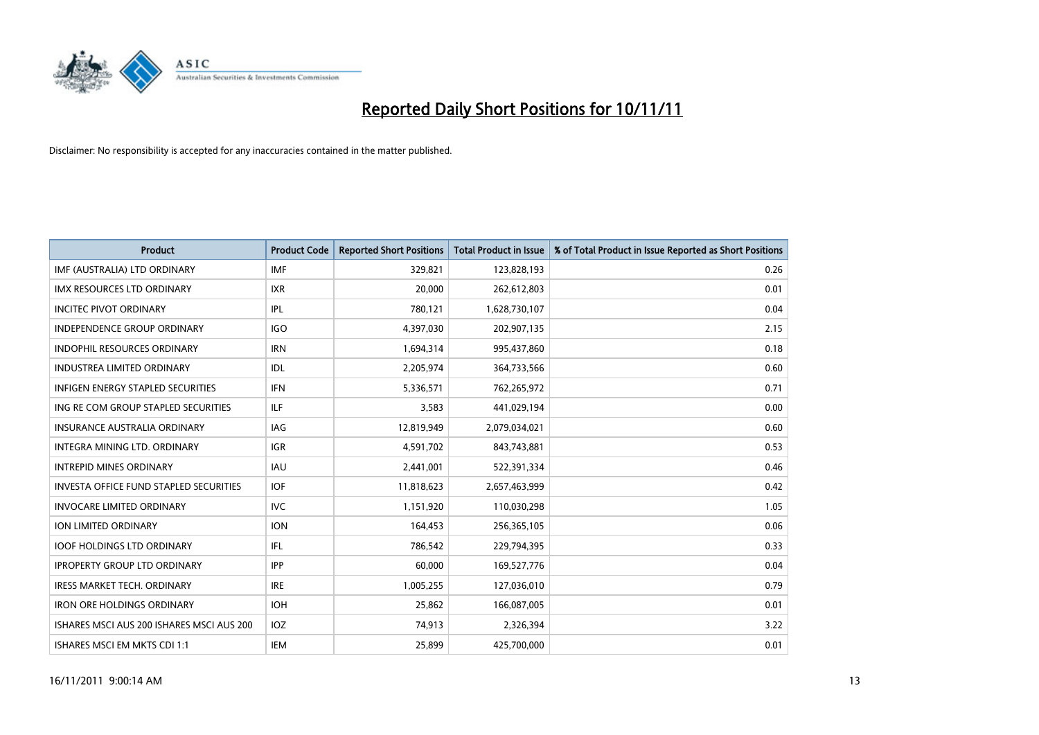# Reported Daily Short Positions for 10/11/11

Disclaimer: No responsibility is accepted for any inaccuracies contained in the matter published.

| Product | Product Code | Reported Short Positions | Total Product in Issue | % of Total Product in Issue Reported as Short Positions |
|---|---|---|---|---|
| IMF (AUSTRALIA) LTD ORDINARY | IMF | 329,821 | 123,828,193 | 0.26 |
| IMX RESOURCES LTD ORDINARY | IXR | 20,000 | 262,612,803 | 0.01 |
| INCITEC PIVOT ORDINARY | IPL | 780,121 | 1,628,730,107 | 0.04 |
| INDEPENDENCE GROUP ORDINARY | IGO | 4,397,030 | 202,907,135 | 2.15 |
| INDOPHIL RESOURCES ORDINARY | IRN | 1,694,314 | 995,437,860 | 0.18 |
| INDUSTREA LIMITED ORDINARY | IDL | 2,205,974 | 364,733,566 | 0.60 |
| INFIGEN ENERGY STAPLED SECURITIES | IFN | 5,336,571 | 762,265,972 | 0.71 |
| ING RE COM GROUP STAPLED SECURITIES | ILF | 3,583 | 441,029,194 | 0.00 |
| INSURANCE AUSTRALIA ORDINARY | IAG | 12,819,949 | 2,079,034,021 | 0.60 |
| INTEGRA MINING LTD. ORDINARY | IGR | 4,591,702 | 843,743,881 | 0.53 |
| INTREPID MINES ORDINARY | IAU | 2,441,001 | 522,391,334 | 0.46 |
| INVESTA OFFICE FUND STAPLED SECURITIES | IOF | 11,818,623 | 2,657,463,999 | 0.42 |
| INVOCARE LIMITED ORDINARY | IVC | 1,151,920 | 110,030,298 | 1.05 |
| ION LIMITED ORDINARY | ION | 164,453 | 256,365,105 | 0.06 |
| IOOF HOLDINGS LTD ORDINARY | IFL | 786,542 | 229,794,395 | 0.33 |
| IPROPERTY GROUP LTD ORDINARY | IPP | 60,000 | 169,527,776 | 0.04 |
| IRESS MARKET TECH. ORDINARY | IRE | 1,005,255 | 127,036,010 | 0.79 |
| IRON ORE HOLDINGS ORDINARY | IOH | 25,862 | 166,087,005 | 0.01 |
| ISHARES MSCI AUS 200 ISHARES MSCI AUS 200 | IOZ | 74,913 | 2,326,394 | 3.22 |
| ISHARES MSCI EM MKTS CDI 1:1 | IEM | 25,899 | 425,700,000 | 0.01 |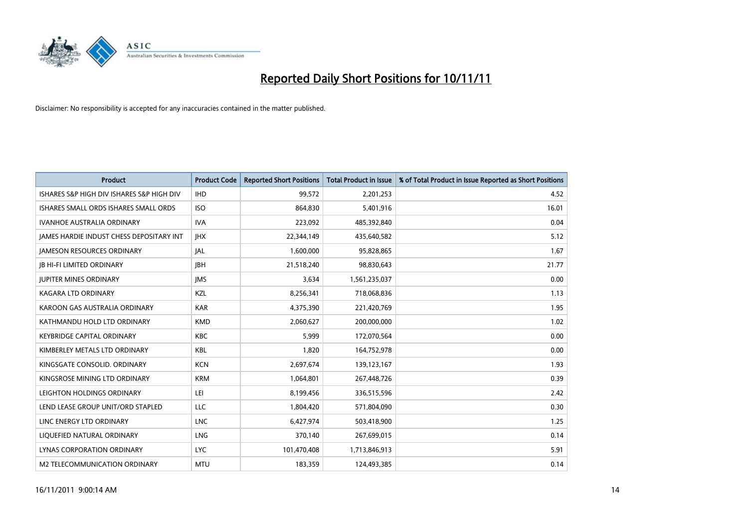# Reported Daily Short Positions for 10/11/11

Disclaimer: No responsibility is accepted for any inaccuracies contained in the matter published.

| Product | Product Code | Reported Short Positions | Total Product in Issue | % of Total Product in Issue Reported as Short Positions |
|---|---|---|---|---|
| ISHARES S&P HIGH DIV ISHARES S&P HIGH DIV | IHD | 99,572 | 2,201,253 | 4.52 |
| ISHARES SMALL ORDS ISHARES SMALL ORDS | ISO | 864,830 | 5,401,916 | 16.01 |
| IVANHOE AUSTRALIA ORDINARY | IVA | 223,092 | 485,392,840 | 0.04 |
| JAMES HARDIE INDUST CHESS DEPOSITARY INT | JHX | 22,344,149 | 435,640,582 | 5.12 |
| JAMESON RESOURCES ORDINARY | JAL | 1,600,000 | 95,828,865 | 1.67 |
| JB HI-FI LIMITED ORDINARY | JBH | 21,518,240 | 98,830,643 | 21.77 |
| JUPITER MINES ORDINARY | JMS | 3,634 | 1,561,235,037 | 0.00 |
| KAGARA LTD ORDINARY | KZL | 8,256,341 | 718,068,836 | 1.13 |
| KAROON GAS AUSTRALIA ORDINARY | KAR | 4,375,390 | 221,420,769 | 1.95 |
| KATHMANDU HOLD LTD ORDINARY | KMD | 2,060,627 | 200,000,000 | 1.02 |
| KEYBRIDGE CAPITAL ORDINARY | KBC | 5,999 | 172,070,564 | 0.00 |
| KIMBERLEY METALS LTD ORDINARY | KBL | 1,820 | 164,752,978 | 0.00 |
| KINGSGATE CONSOLID. ORDINARY | KCN | 2,697,674 | 139,123,167 | 1.93 |
| KINGSROSE MINING LTD ORDINARY | KRM | 1,064,801 | 267,448,726 | 0.39 |
| LEIGHTON HOLDINGS ORDINARY | LEI | 8,199,456 | 336,515,596 | 2.42 |
| LEND LEASE GROUP UNIT/ORD STAPLED | LLC | 1,804,420 | 571,804,090 | 0.30 |
| LINC ENERGY LTD ORDINARY | LNC | 6,427,974 | 503,418,900 | 1.25 |
| LIQUEFIED NATURAL ORDINARY | LNG | 370,140 | 267,699,015 | 0.14 |
| LYNAS CORPORATION ORDINARY | LYC | 101,470,408 | 1,713,846,913 | 5.91 |
| M2 TELECOMMUNICATION ORDINARY | MTU | 183,359 | 124,493,385 | 0.14 |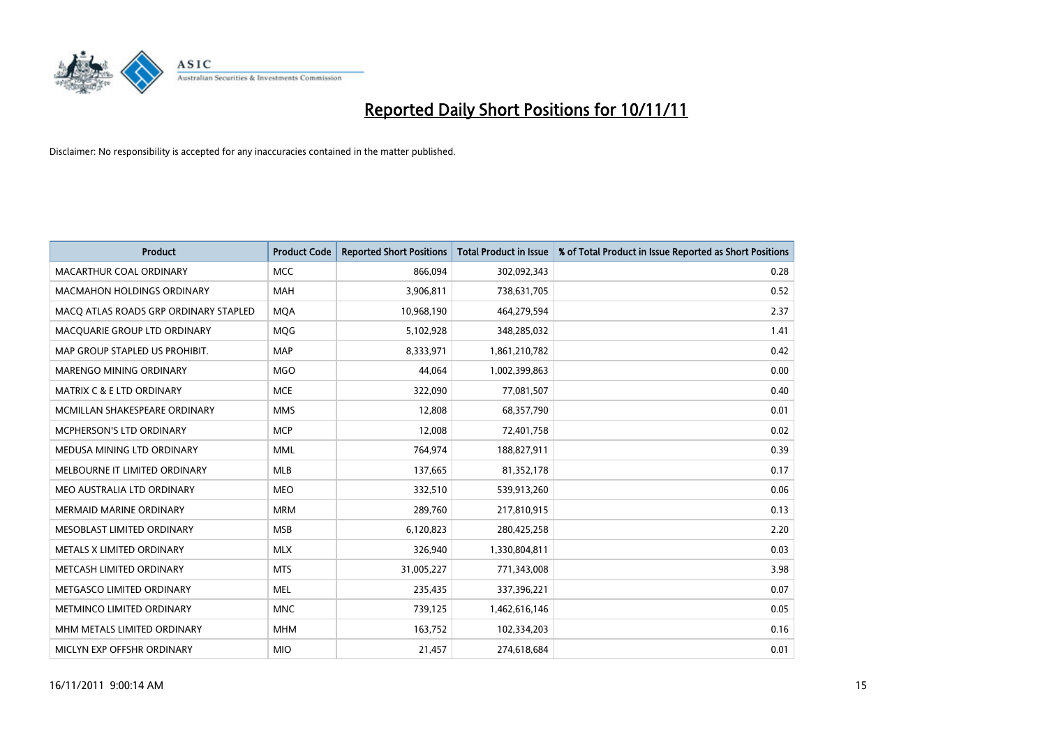# Reported Daily Short Positions for 10/11/11

Disclaimer: No responsibility is accepted for any inaccuracies contained in the matter published.

| Product | Product Code | Reported Short Positions | Total Product in Issue | % of Total Product in Issue Reported as Short Positions |
|---|---|---|---|---|
| MACARTHUR COAL ORDINARY | MCC | 866,094 | 302,092,343 | 0.28 |
| MACMAHON HOLDINGS ORDINARY | MAH | 3,906,811 | 738,631,705 | 0.52 |
| MACQ ATLAS ROADS GRP ORDINARY STAPLED | MQA | 10,968,190 | 464,279,594 | 2.37 |
| MACQUARIE GROUP LTD ORDINARY | MQG | 5,102,928 | 348,285,032 | 1.41 |
| MAP GROUP STAPLED US PROHIBIT. | MAP | 8,333,971 | 1,861,210,782 | 0.42 |
| MARENGO MINING ORDINARY | MGO | 44,064 | 1,002,399,863 | 0.00 |
| MATRIX C & E LTD ORDINARY | MCE | 322,090 | 77,081,507 | 0.40 |
| MCMILLAN SHAKESPEARE ORDINARY | MMS | 12,808 | 68,357,790 | 0.01 |
| MCPHERSON'S LTD ORDINARY | MCP | 12,008 | 72,401,758 | 0.02 |
| MEDUSA MINING LTD ORDINARY | MML | 764,974 | 188,827,911 | 0.39 |
| MELBOURNE IT LIMITED ORDINARY | MLB | 137,665 | 81,352,178 | 0.17 |
| MEO AUSTRALIA LTD ORDINARY | MEO | 332,510 | 539,913,260 | 0.06 |
| MERMAID MARINE ORDINARY | MRM | 289,760 | 217,810,915 | 0.13 |
| MESOBLAST LIMITED ORDINARY | MSB | 6,120,823 | 280,425,258 | 2.20 |
| METALS X LIMITED ORDINARY | MLX | 326,940 | 1,330,804,811 | 0.03 |
| METCASH LIMITED ORDINARY | MTS | 31,005,227 | 771,343,008 | 3.98 |
| METGASCO LIMITED ORDINARY | MEL | 235,435 | 337,396,221 | 0.07 |
| METMINCO LIMITED ORDINARY | MNC | 739,125 | 1,462,616,146 | 0.05 |
| MHM METALS LIMITED ORDINARY | MHM | 163,752 | 102,334,203 | 0.16 |
| MICLYN EXP OFFSHR ORDINARY | MIO | 21,457 | 274,618,684 | 0.01 |

16/11/2011 9:00:14 AM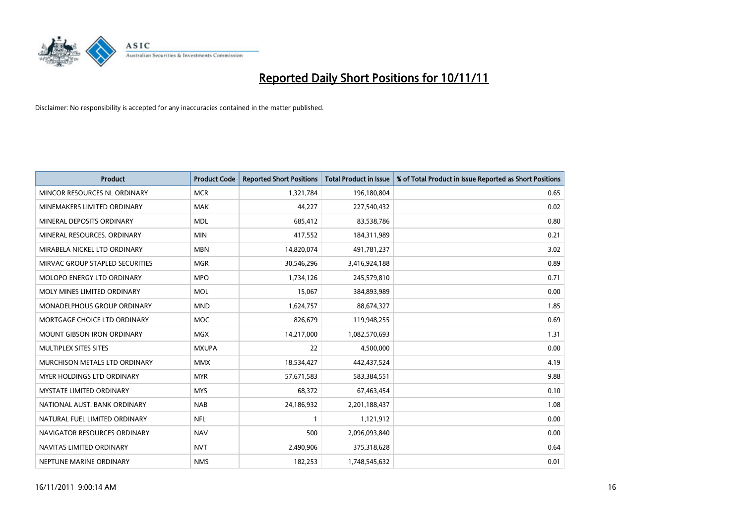# Reported Daily Short Positions for 10/11/11

Disclaimer: No responsibility is accepted for any inaccuracies contained in the matter published.

| Product | Product Code | Reported Short Positions | Total Product in Issue | % of Total Product in Issue Reported as Short Positions |
|---|---|---|---|---|
| MINCOR RESOURCES NL ORDINARY | MCR | 1,321,784 | 196,180,804 | 0.65 |
| MINEMAKERS LIMITED ORDINARY | MAK | 44,227 | 227,540,432 | 0.02 |
| MINERAL DEPOSITS ORDINARY | MDL | 685,412 | 83,538,786 | 0.80 |
| MINERAL RESOURCES. ORDINARY | MIN | 417,552 | 184,311,989 | 0.21 |
| MIRABELA NICKEL LTD ORDINARY | MBN | 14,820,074 | 491,781,237 | 3.02 |
| MIRVAC GROUP STAPLED SECURITIES | MGR | 30,546,296 | 3,416,924,188 | 0.89 |
| MOLOPO ENERGY LTD ORDINARY | MPO | 1,734,126 | 245,579,810 | 0.71 |
| MOLY MINES LIMITED ORDINARY | MOL | 15,067 | 384,893,989 | 0.00 |
| MONADELPHOUS GROUP ORDINARY | MND | 1,624,757 | 88,674,327 | 1.85 |
| MORTGAGE CHOICE LTD ORDINARY | MOC | 826,679 | 119,948,255 | 0.69 |
| MOUNT GIBSON IRON ORDINARY | MGX | 14,217,000 | 1,082,570,693 | 1.31 |
| MULTIPLEX SITES SITES | MXUPA | 22 | 4,500,000 | 0.00 |
| MURCHISON METALS LTD ORDINARY | MMX | 18,534,427 | 442,437,524 | 4.19 |
| MYER HOLDINGS LTD ORDINARY | MYR | 57,671,583 | 583,384,551 | 9.88 |
| MYSTATE LIMITED ORDINARY | MYS | 68,372 | 67,463,454 | 0.10 |
| NATIONAL AUST. BANK ORDINARY | NAB | 24,186,932 | 2,201,188,437 | 1.08 |
| NATURAL FUEL LIMITED ORDINARY | NFL | 1 | 1,121,912 | 0.00 |
| NAVIGATOR RESOURCES ORDINARY | NAV | 500 | 2,096,093,840 | 0.00 |
| NAVITAS LIMITED ORDINARY | NVT | 2,490,906 | 375,318,628 | 0.64 |
| NEPTUNE MARINE ORDINARY | NMS | 182,253 | 1,748,545,632 | 0.01 |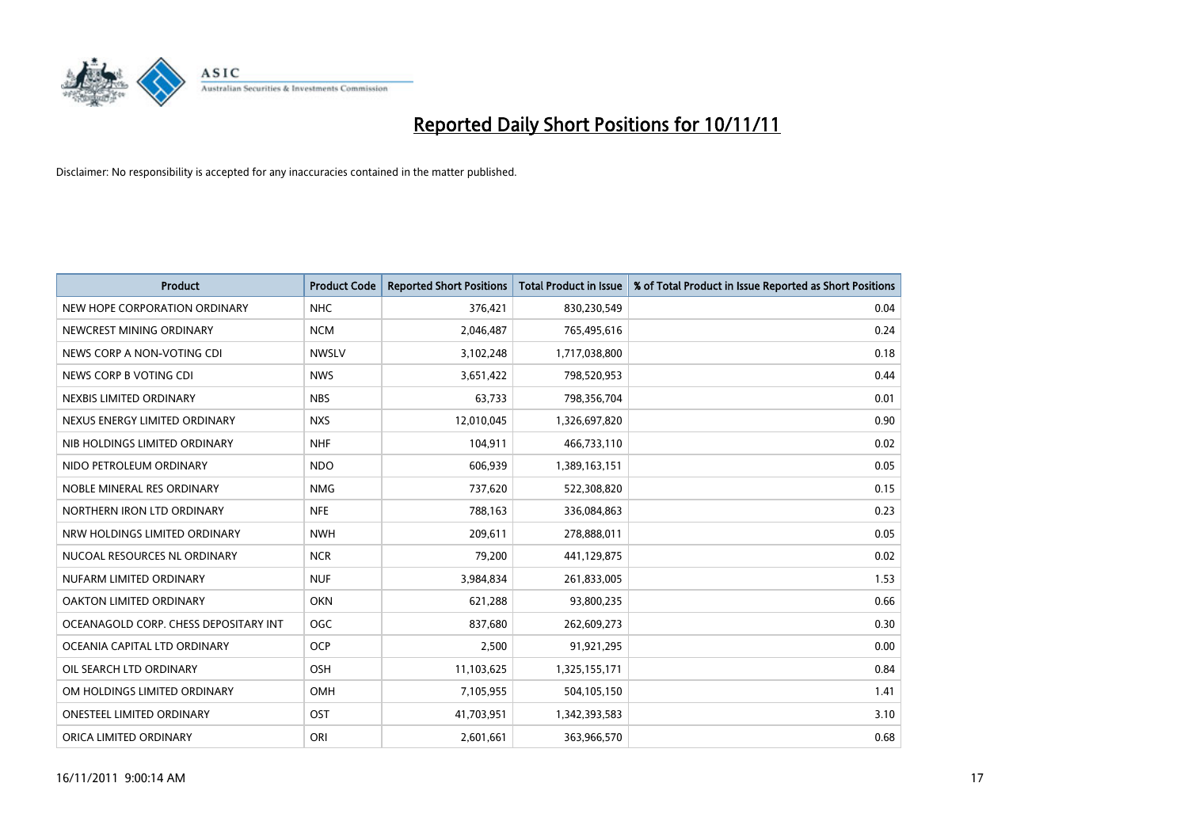# Reported Daily Short Positions for 10/11/11

Disclaimer: No responsibility is accepted for any inaccuracies contained in the matter published.

| Product | Product Code | Reported Short Positions | Total Product in Issue | % of Total Product in Issue Reported as Short Positions |
|---|---|---|---|---|
| NEW HOPE CORPORATION ORDINARY | NHC | 376,421 | 830,230,549 | 0.04 |
| NEWCREST MINING ORDINARY | NCM | 2,046,487 | 765,495,616 | 0.24 |
| NEWS CORP A NON-VOTING CDI | NWSLV | 3,102,248 | 1,717,038,800 | 0.18 |
| NEWS CORP B VOTING CDI | NWS | 3,651,422 | 798,520,953 | 0.44 |
| NEXBIS LIMITED ORDINARY | NBS | 63,733 | 798,356,704 | 0.01 |
| NEXUS ENERGY LIMITED ORDINARY | NXS | 12,010,045 | 1,326,697,820 | 0.90 |
| NIB HOLDINGS LIMITED ORDINARY | NHF | 104,911 | 466,733,110 | 0.02 |
| NIDO PETROLEUM ORDINARY | NDO | 606,939 | 1,389,163,151 | 0.05 |
| NOBLE MINERAL RES ORDINARY | NMG | 737,620 | 522,308,820 | 0.15 |
| NORTHERN IRON LTD ORDINARY | NFE | 788,163 | 336,084,863 | 0.23 |
| NRW HOLDINGS LIMITED ORDINARY | NWH | 209,611 | 278,888,011 | 0.05 |
| NUCOAL RESOURCES NL ORDINARY | NCR | 79,200 | 441,129,875 | 0.02 |
| NUFARM LIMITED ORDINARY | NUF | 3,984,834 | 261,833,005 | 1.53 |
| OAKTON LIMITED ORDINARY | OKN | 621,288 | 93,800,235 | 0.66 |
| OCEANAGOLD CORP. CHESS DEPOSITARY INT | OGC | 837,680 | 262,609,273 | 0.30 |
| OCEANIA CAPITAL LTD ORDINARY | OCP | 2,500 | 91,921,295 | 0.00 |
| OIL SEARCH LTD ORDINARY | OSH | 11,103,625 | 1,325,155,171 | 0.84 |
| OM HOLDINGS LIMITED ORDINARY | OMH | 7,105,955 | 504,105,150 | 1.41 |
| ONESTEEL LIMITED ORDINARY | OST | 41,703,951 | 1,342,393,583 | 3.10 |
| ORICA LIMITED ORDINARY | ORI | 2,601,661 | 363,966,570 | 0.68 |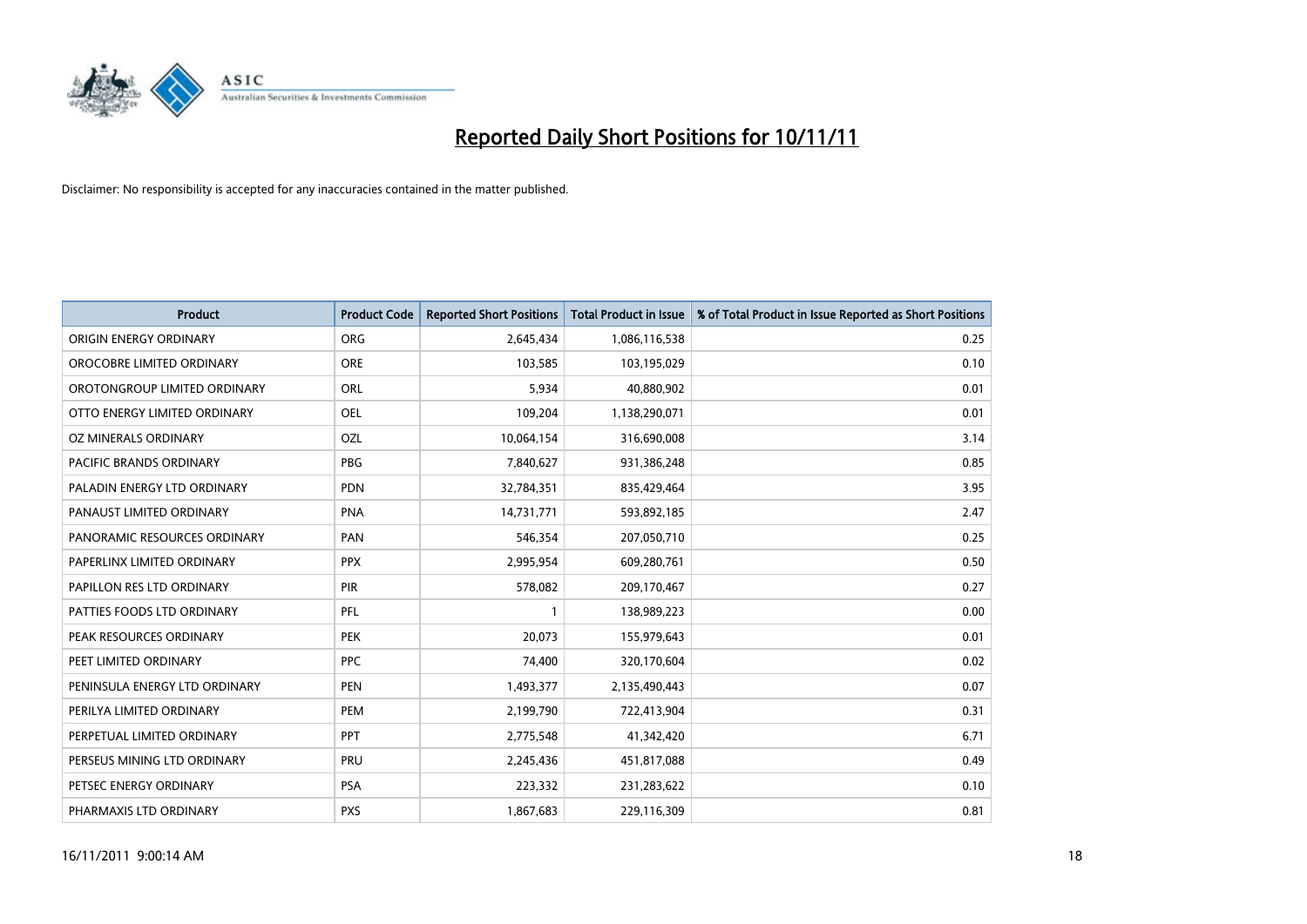# Reported Daily Short Positions for 10/11/11

Disclaimer: No responsibility is accepted for any inaccuracies contained in the matter published.

| Product | Product Code | Reported Short Positions | Total Product in Issue | % of Total Product in Issue Reported as Short Positions |
|---|---|---|---|---|
| ORIGIN ENERGY ORDINARY | ORG | 2,645,434 | 1,086,116,538 | 0.25 |
| OROCOBRE LIMITED ORDINARY | ORE | 103,585 | 103,195,029 | 0.10 |
| OROTONGROUP LIMITED ORDINARY | ORL | 5,934 | 40,880,902 | 0.01 |
| OTTO ENERGY LIMITED ORDINARY | OEL | 109,204 | 1,138,290,071 | 0.01 |
| OZ MINERALS ORDINARY | OZL | 10,064,154 | 316,690,008 | 3.14 |
| PACIFIC BRANDS ORDINARY | PBG | 7,840,627 | 931,386,248 | 0.85 |
| PALADIN ENERGY LTD ORDINARY | PDN | 32,784,351 | 835,429,464 | 3.95 |
| PANAUST LIMITED ORDINARY | PNA | 14,731,771 | 593,892,185 | 2.47 |
| PANORAMIC RESOURCES ORDINARY | PAN | 546,354 | 207,050,710 | 0.25 |
| PAPERLINX LIMITED ORDINARY | PPX | 2,995,954 | 609,280,761 | 0.50 |
| PAPILLON RES LTD ORDINARY | PIR | 578,082 | 209,170,467 | 0.27 |
| PATTIES FOODS LTD ORDINARY | PFL | 1 | 138,989,223 | 0.00 |
| PEAK RESOURCES ORDINARY | PEK | 20,073 | 155,979,643 | 0.01 |
| PEET LIMITED ORDINARY | PPC | 74,400 | 320,170,604 | 0.02 |
| PENINSULA ENERGY LTD ORDINARY | PEN | 1,493,377 | 2,135,490,443 | 0.07 |
| PERILYA LIMITED ORDINARY | PEM | 2,199,790 | 722,413,904 | 0.31 |
| PERPETUAL LIMITED ORDINARY | PPT | 2,775,548 | 41,342,420 | 6.71 |
| PERSEUS MINING LTD ORDINARY | PRU | 2,245,436 | 451,817,088 | 0.49 |
| PETSEC ENERGY ORDINARY | PSA | 223,332 | 231,283,622 | 0.10 |
| PHARMAXIS LTD ORDINARY | PXS | 1,867,683 | 229,116,309 | 0.81 |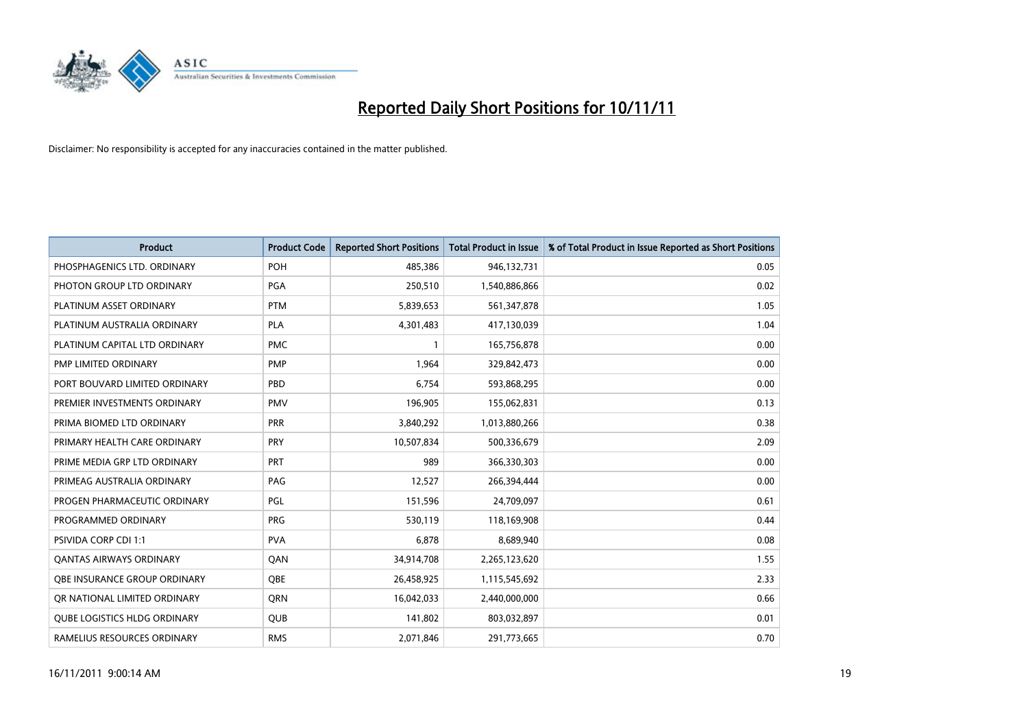# Reported Daily Short Positions for 10/11/11

Disclaimer: No responsibility is accepted for any inaccuracies contained in the matter published.

| Product | Product Code | Reported Short Positions | Total Product in Issue | % of Total Product in Issue Reported as Short Positions |
|---|---|---|---|---|
| PHOSPHAGENICS LTD. ORDINARY | POH | 485,386 | 946,132,731 | 0.05 |
| PHOTON GROUP LTD ORDINARY | PGA | 250,510 | 1,540,886,866 | 0.02 |
| PLATINUM ASSET ORDINARY | PTM | 5,839,653 | 561,347,878 | 1.05 |
| PLATINUM AUSTRALIA ORDINARY | PLA | 4,301,483 | 417,130,039 | 1.04 |
| PLATINUM CAPITAL LTD ORDINARY | PMC | 1 | 165,756,878 | 0.00 |
| PMP LIMITED ORDINARY | PMP | 1,964 | 329,842,473 | 0.00 |
| PORT BOUVARD LIMITED ORDINARY | PBD | 6,754 | 593,868,295 | 0.00 |
| PREMIER INVESTMENTS ORDINARY | PMV | 196,905 | 155,062,831 | 0.13 |
| PRIMA BIOMED LTD ORDINARY | PRR | 3,840,292 | 1,013,880,266 | 0.38 |
| PRIMARY HEALTH CARE ORDINARY | PRY | 10,507,834 | 500,336,679 | 2.09 |
| PRIME MEDIA GRP LTD ORDINARY | PRT | 989 | 366,330,303 | 0.00 |
| PRIMEAG AUSTRALIA ORDINARY | PAG | 12,527 | 266,394,444 | 0.00 |
| PROGEN PHARMACEUTIC ORDINARY | PGL | 151,596 | 24,709,097 | 0.61 |
| PROGRAMMED ORDINARY | PRG | 530,119 | 118,169,908 | 0.44 |
| PSIVIDA CORP CDI 1:1 | PVA | 6,878 | 8,689,940 | 0.08 |
| QANTAS AIRWAYS ORDINARY | QAN | 34,914,708 | 2,265,123,620 | 1.55 |
| QBE INSURANCE GROUP ORDINARY | QBE | 26,458,925 | 1,115,545,692 | 2.33 |
| QR NATIONAL LIMITED ORDINARY | QRN | 16,042,033 | 2,440,000,000 | 0.66 |
| QUBE LOGISTICS HLDG ORDINARY | QUB | 141,802 | 803,032,897 | 0.01 |
| RAMELIUS RESOURCES ORDINARY | RMS | 2,071,846 | 291,773,665 | 0.70 |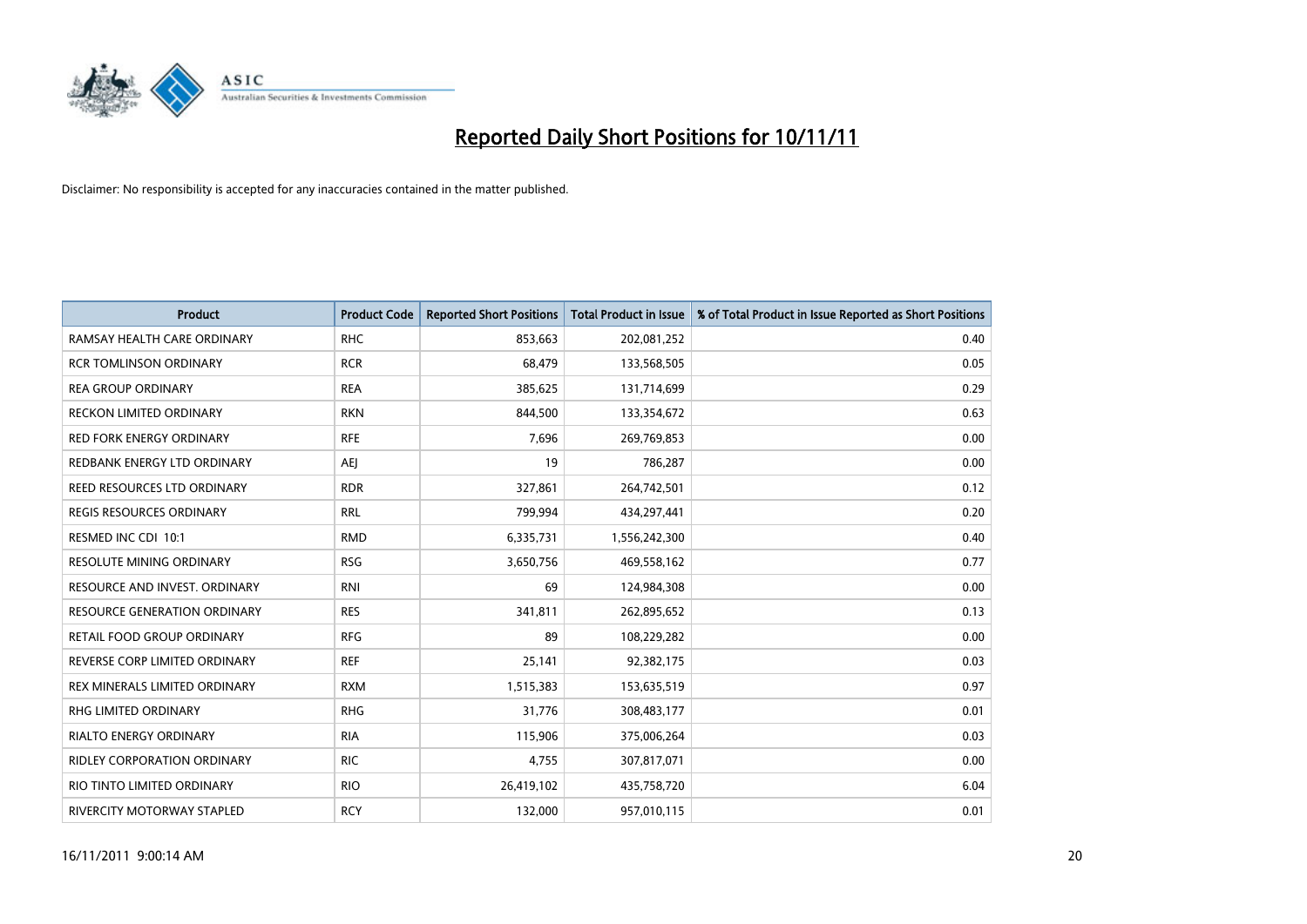# Reported Daily Short Positions for 10/11/11

Disclaimer: No responsibility is accepted for any inaccuracies contained in the matter published.

| Product | Product Code | Reported Short Positions | Total Product in Issue | % of Total Product in Issue Reported as Short Positions |
|---|---|---|---|---|
| RAMSAY HEALTH CARE ORDINARY | RHC | 853,663 | 202,081,252 | 0.40 |
| RCR TOMLINSON ORDINARY | RCR | 68,479 | 133,568,505 | 0.05 |
| REA GROUP ORDINARY | REA | 385,625 | 131,714,699 | 0.29 |
| RECKON LIMITED ORDINARY | RKN | 844,500 | 133,354,672 | 0.63 |
| RED FORK ENERGY ORDINARY | RFE | 7,696 | 269,769,853 | 0.00 |
| REDBANK ENERGY LTD ORDINARY | AEJ | 19 | 786,287 | 0.00 |
| REED RESOURCES LTD ORDINARY | RDR | 327,861 | 264,742,501 | 0.12 |
| REGIS RESOURCES ORDINARY | RRL | 799,994 | 434,297,441 | 0.20 |
| RESMED INC CDI 10:1 | RMD | 6,335,731 | 1,556,242,300 | 0.40 |
| RESOLUTE MINING ORDINARY | RSG | 3,650,756 | 469,558,162 | 0.77 |
| RESOURCE AND INVEST. ORDINARY | RNI | 69 | 124,984,308 | 0.00 |
| RESOURCE GENERATION ORDINARY | RES | 341,811 | 262,895,652 | 0.13 |
| RETAIL FOOD GROUP ORDINARY | RFG | 89 | 108,229,282 | 0.00 |
| REVERSE CORP LIMITED ORDINARY | REF | 25,141 | 92,382,175 | 0.03 |
| REX MINERALS LIMITED ORDINARY | RXM | 1,515,383 | 153,635,519 | 0.97 |
| RHG LIMITED ORDINARY | RHG | 31,776 | 308,483,177 | 0.01 |
| RIALTO ENERGY ORDINARY | RIA | 115,906 | 375,006,264 | 0.03 |
| RIDLEY CORPORATION ORDINARY | RIC | 4,755 | 307,817,071 | 0.00 |
| RIO TINTO LIMITED ORDINARY | RIO | 26,419,102 | 435,758,720 | 6.04 |
| RIVERCITY MOTORWAY STAPLED | RCY | 132,000 | 957,010,115 | 0.01 |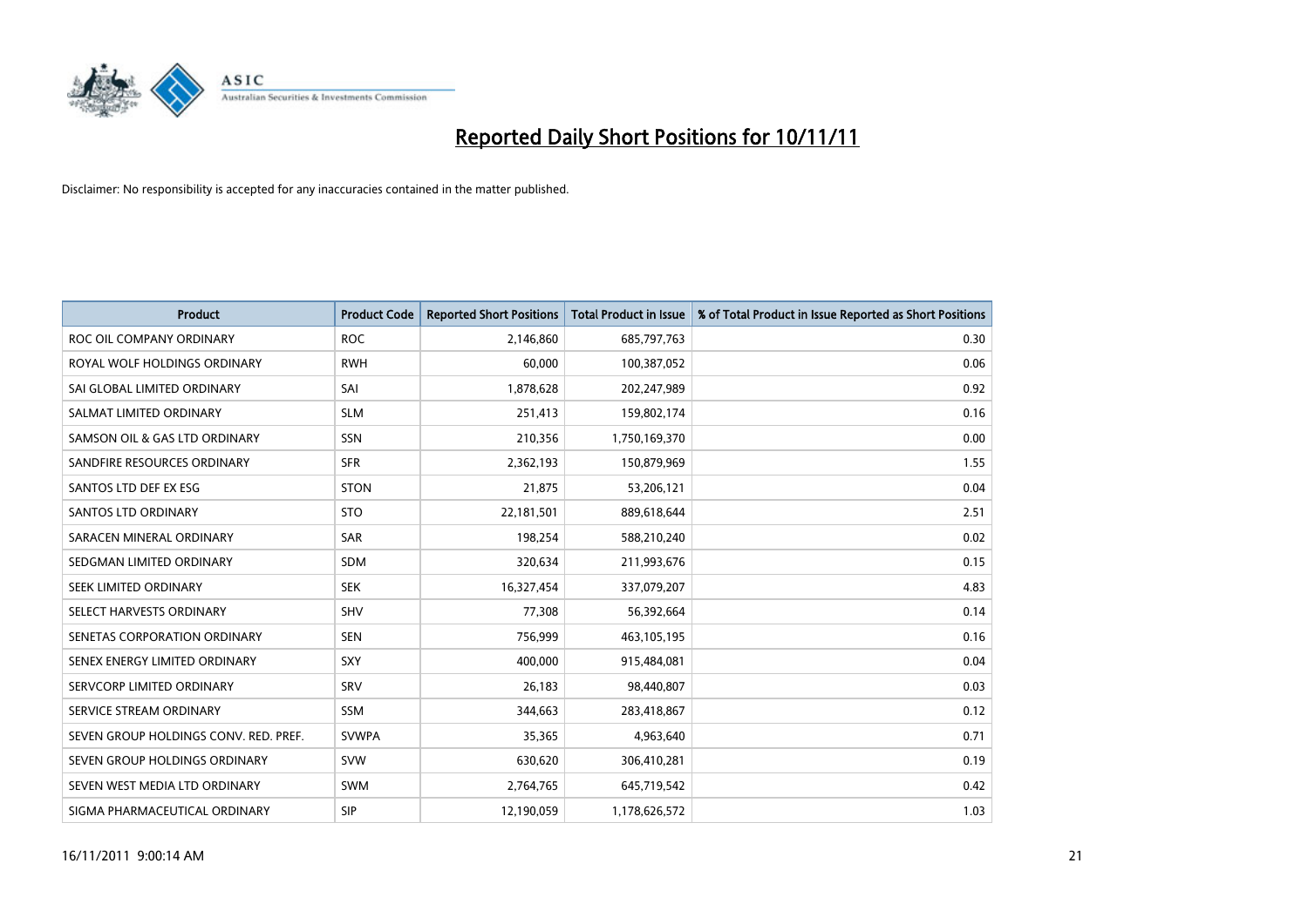# Reported Daily Short Positions for 10/11/11

Disclaimer: No responsibility is accepted for any inaccuracies contained in the matter published.

| Product | Product Code | Reported Short Positions | Total Product in Issue | % of Total Product in Issue Reported as Short Positions |
|---|---|---|---|---|
| ROC OIL COMPANY ORDINARY | ROC | 2,146,860 | 685,797,763 | 0.30 |
| ROYAL WOLF HOLDINGS ORDINARY | RWH | 60,000 | 100,387,052 | 0.06 |
| SAI GLOBAL LIMITED ORDINARY | SAI | 1,878,628 | 202,247,989 | 0.92 |
| SALMAT LIMITED ORDINARY | SLM | 251,413 | 159,802,174 | 0.16 |
| SAMSON OIL & GAS LTD ORDINARY | SSN | 210,356 | 1,750,169,370 | 0.00 |
| SANDFIRE RESOURCES ORDINARY | SFR | 2,362,193 | 150,879,969 | 1.55 |
| SANTOS LTD DEF EX ESG | STON | 21,875 | 53,206,121 | 0.04 |
| SANTOS LTD ORDINARY | STO | 22,181,501 | 889,618,644 | 2.51 |
| SARACEN MINERAL ORDINARY | SAR | 198,254 | 588,210,240 | 0.02 |
| SEDGMAN LIMITED ORDINARY | SDM | 320,634 | 211,993,676 | 0.15 |
| SEEK LIMITED ORDINARY | SEK | 16,327,454 | 337,079,207 | 4.83 |
| SELECT HARVESTS ORDINARY | SHV | 77,308 | 56,392,664 | 0.14 |
| SENETAS CORPORATION ORDINARY | SEN | 756,999 | 463,105,195 | 0.16 |
| SENEX ENERGY LIMITED ORDINARY | SXY | 400,000 | 915,484,081 | 0.04 |
| SERVCORP LIMITED ORDINARY | SRV | 26,183 | 98,440,807 | 0.03 |
| SERVICE STREAM ORDINARY | SSM | 344,663 | 283,418,867 | 0.12 |
| SEVEN GROUP HOLDINGS CONV. RED. PREF. | SVWPA | 35,365 | 4,963,640 | 0.71 |
| SEVEN GROUP HOLDINGS ORDINARY | SVW | 630,620 | 306,410,281 | 0.19 |
| SEVEN WEST MEDIA LTD ORDINARY | SWM | 2,764,765 | 645,719,542 | 0.42 |
| SIGMA PHARMACEUTICAL ORDINARY | SIP | 12,190,059 | 1,178,626,572 | 1.03 |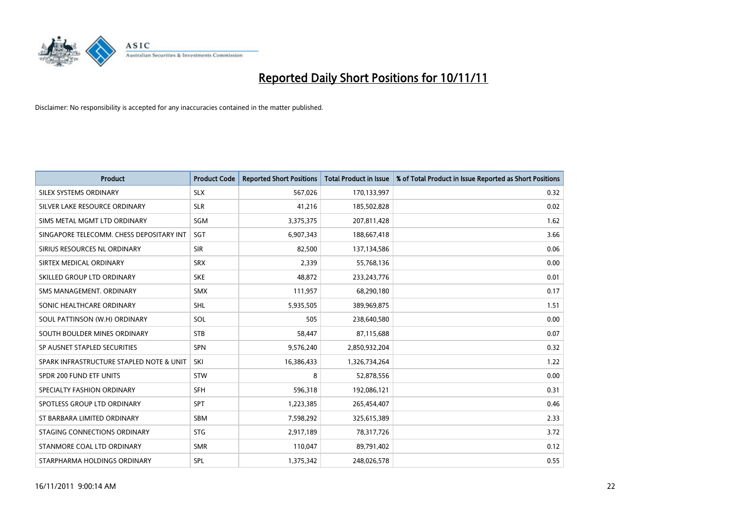# Reported Daily Short Positions for 10/11/11

Disclaimer: No responsibility is accepted for any inaccuracies contained in the matter published.

| Product | Product Code | Reported Short Positions | Total Product in Issue | % of Total Product in Issue Reported as Short Positions |
|---|---|---|---|---|
| SILEX SYSTEMS ORDINARY | SLX | 567,026 | 170,133,997 | 0.32 |
| SILVER LAKE RESOURCE ORDINARY | SLR | 41,216 | 185,502,828 | 0.02 |
| SIMS METAL MGMT LTD ORDINARY | SGM | 3,375,375 | 207,811,428 | 1.62 |
| SINGAPORE TELECOMM. CHESS DEPOSITARY INT | SGT | 6,907,343 | 188,667,418 | 3.66 |
| SIRIUS RESOURCES NL ORDINARY | SIR | 82,500 | 137,134,586 | 0.06 |
| SIRTEX MEDICAL ORDINARY | SRX | 2,339 | 55,768,136 | 0.00 |
| SKILLED GROUP LTD ORDINARY | SKE | 48,872 | 233,243,776 | 0.01 |
| SMS MANAGEMENT. ORDINARY | SMX | 111,957 | 68,290,180 | 0.17 |
| SONIC HEALTHCARE ORDINARY | SHL | 5,935,505 | 389,969,875 | 1.51 |
| SOUL PATTINSON (W.H) ORDINARY | SOL | 505 | 238,640,580 | 0.00 |
| SOUTH BOULDER MINES ORDINARY | STB | 58,447 | 87,115,688 | 0.07 |
| SP AUSNET STAPLED SECURITIES | SPN | 9,576,240 | 2,850,932,204 | 0.32 |
| SPARK INFRASTRUCTURE STAPLED NOTE & UNIT | SKI | 16,386,433 | 1,326,734,264 | 1.22 |
| SPDR 200 FUND ETF UNITS | STW | 8 | 52,878,556 | 0.00 |
| SPECIALTY FASHION ORDINARY | SFH | 596,318 | 192,086,121 | 0.31 |
| SPOTLESS GROUP LTD ORDINARY | SPT | 1,223,385 | 265,454,407 | 0.46 |
| ST BARBARA LIMITED ORDINARY | SBM | 7,598,292 | 325,615,389 | 2.33 |
| STAGING CONNECTIONS ORDINARY | STG | 2,917,189 | 78,317,726 | 3.72 |
| STANMORE COAL LTD ORDINARY | SMR | 110,047 | 89,791,402 | 0.12 |
| STARPHARMA HOLDINGS ORDINARY | SPL | 1,375,342 | 248,026,578 | 0.55 |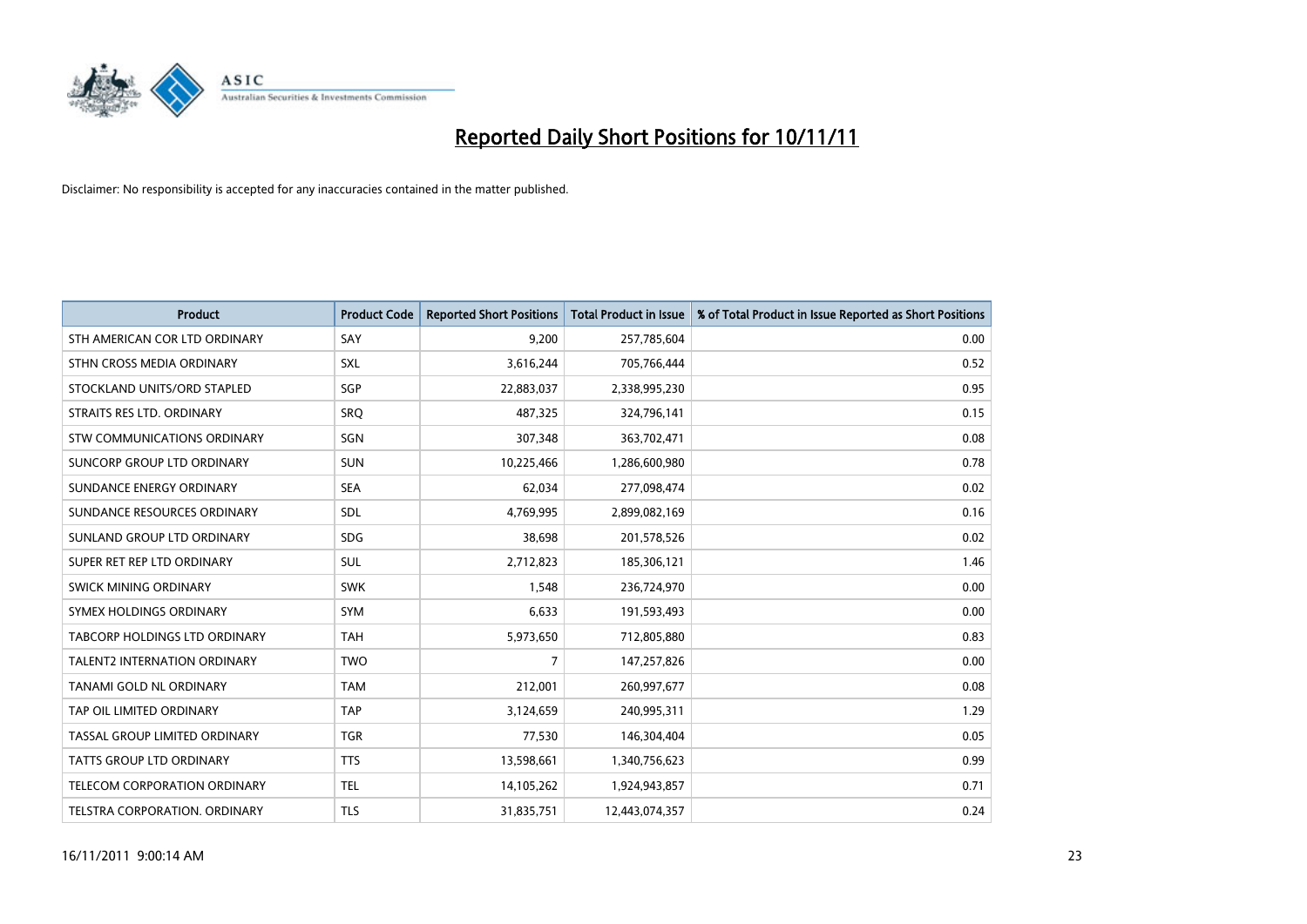# Reported Daily Short Positions for 10/11/11

Disclaimer: No responsibility is accepted for any inaccuracies contained in the matter published.

| Product | Product Code | Reported Short Positions | Total Product in Issue | % of Total Product in Issue Reported as Short Positions |
|---|---|---|---|---|
| STH AMERICAN COR LTD ORDINARY | SAY | 9,200 | 257,785,604 | 0.00 |
| STHN CROSS MEDIA ORDINARY | SXL | 3,616,244 | 705,766,444 | 0.52 |
| STOCKLAND UNITS/ORD STAPLED | SGP | 22,883,037 | 2,338,995,230 | 0.95 |
| STRAITS RES LTD. ORDINARY | SRQ | 487,325 | 324,796,141 | 0.15 |
| STW COMMUNICATIONS ORDINARY | SGN | 307,348 | 363,702,471 | 0.08 |
| SUNCORP GROUP LTD ORDINARY | SUN | 10,225,466 | 1,286,600,980 | 0.78 |
| SUNDANCE ENERGY ORDINARY | SEA | 62,034 | 277,098,474 | 0.02 |
| SUNDANCE RESOURCES ORDINARY | SDL | 4,769,995 | 2,899,082,169 | 0.16 |
| SUNLAND GROUP LTD ORDINARY | SDG | 38,698 | 201,578,526 | 0.02 |
| SUPER RET REP LTD ORDINARY | SUL | 2,712,823 | 185,306,121 | 1.46 |
| SWICK MINING ORDINARY | SWK | 1,548 | 236,724,970 | 0.00 |
| SYMEX HOLDINGS ORDINARY | SYM | 6,633 | 191,593,493 | 0.00 |
| TABCORP HOLDINGS LTD ORDINARY | TAH | 5,973,650 | 712,805,880 | 0.83 |
| TALENT2 INTERNATION ORDINARY | TWO | 7 | 147,257,826 | 0.00 |
| TANAMI GOLD NL ORDINARY | TAM | 212,001 | 260,997,677 | 0.08 |
| TAP OIL LIMITED ORDINARY | TAP | 3,124,659 | 240,995,311 | 1.29 |
| TASSAL GROUP LIMITED ORDINARY | TGR | 77,530 | 146,304,404 | 0.05 |
| TATTS GROUP LTD ORDINARY | TTS | 13,598,661 | 1,340,756,623 | 0.99 |
| TELECOM CORPORATION ORDINARY | TEL | 14,105,262 | 1,924,943,857 | 0.71 |
| TELSTRA CORPORATION. ORDINARY | TLS | 31,835,751 | 12,443,074,357 | 0.24 |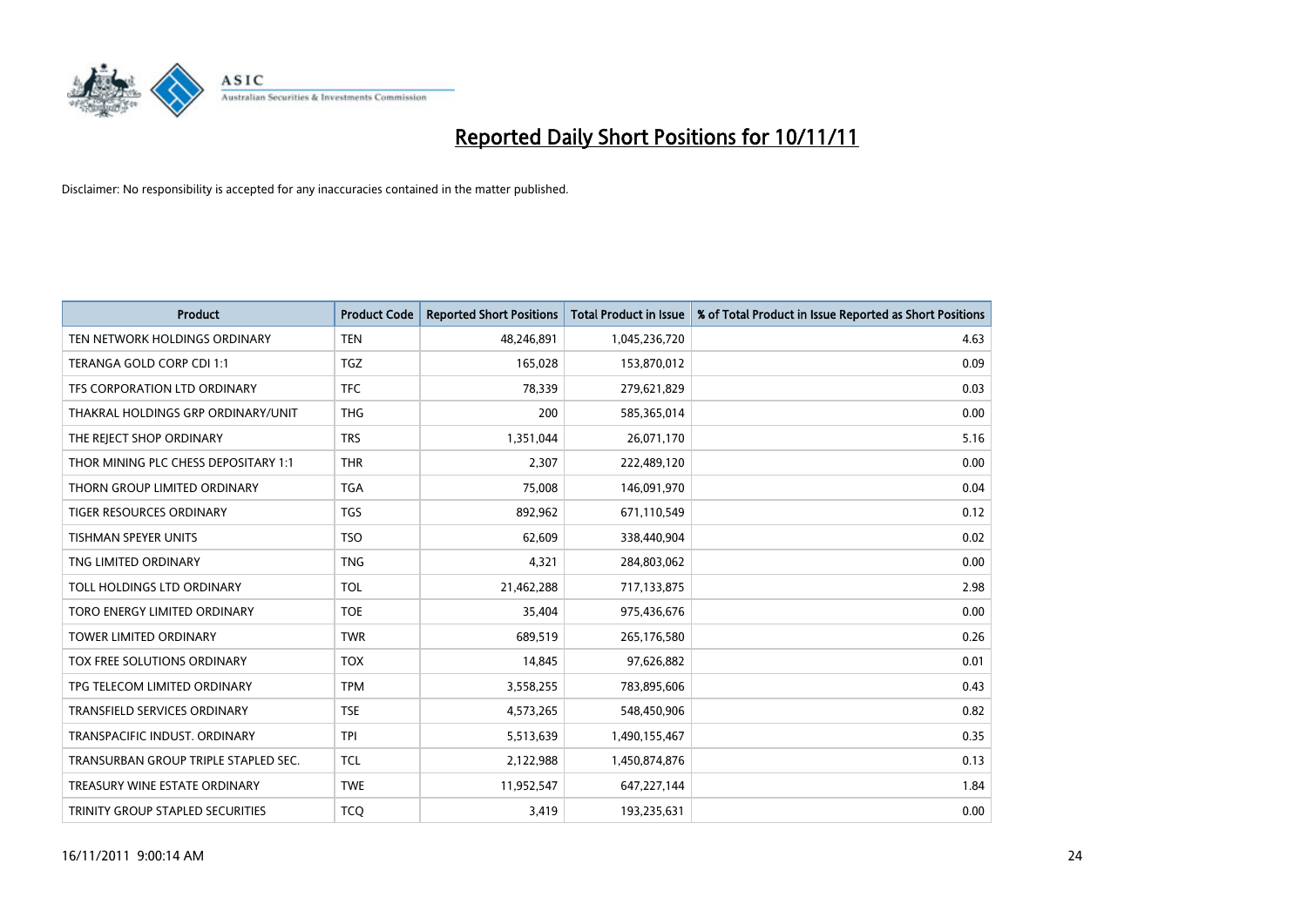# Reported Daily Short Positions for 10/11/11

Disclaimer: No responsibility is accepted for any inaccuracies contained in the matter published.

| Product | Product Code | Reported Short Positions | Total Product in Issue | % of Total Product in Issue Reported as Short Positions |
| --- | --- | --- | --- | --- |
| TEN NETWORK HOLDINGS ORDINARY | TEN | 48,246,891 | 1,045,236,720 | 4.63 |
| TERANGA GOLD CORP CDI 1:1 | TGZ | 165,028 | 153,870,012 | 0.09 |
| TFS CORPORATION LTD ORDINARY | TFC | 78,339 | 279,621,829 | 0.03 |
| THAKRAL HOLDINGS GRP ORDINARY/UNIT | THG | 200 | 585,365,014 | 0.00 |
| THE REJECT SHOP ORDINARY | TRS | 1,351,044 | 26,071,170 | 5.16 |
| THOR MINING PLC CHESS DEPOSITARY 1:1 | THR | 2,307 | 222,489,120 | 0.00 |
| THORN GROUP LIMITED ORDINARY | TGA | 75,008 | 146,091,970 | 0.04 |
| TIGER RESOURCES ORDINARY | TGS | 892,962 | 671,110,549 | 0.12 |
| TISHMAN SPEYER UNITS | TSO | 62,609 | 338,440,904 | 0.02 |
| TNG LIMITED ORDINARY | TNG | 4,321 | 284,803,062 | 0.00 |
| TOLL HOLDINGS LTD ORDINARY | TOL | 21,462,288 | 717,133,875 | 2.98 |
| TORO ENERGY LIMITED ORDINARY | TOE | 35,404 | 975,436,676 | 0.00 |
| TOWER LIMITED ORDINARY | TWR | 689,519 | 265,176,580 | 0.26 |
| TOX FREE SOLUTIONS ORDINARY | TOX | 14,845 | 97,626,882 | 0.01 |
| TPG TELECOM LIMITED ORDINARY | TPM | 3,558,255 | 783,895,606 | 0.43 |
| TRANSFIELD SERVICES ORDINARY | TSE | 4,573,265 | 548,450,906 | 0.82 |
| TRANSPACIFIC INDUST. ORDINARY | TPI | 5,513,639 | 1,490,155,467 | 0.35 |
| TRANSURBAN GROUP TRIPLE STAPLED SEC. | TCL | 2,122,988 | 1,450,874,876 | 0.13 |
| TREASURY WINE ESTATE ORDINARY | TWE | 11,952,547 | 647,227,144 | 1.84 |
| TRINITY GROUP STAPLED SECURITIES | TCQ | 3,419 | 193,235,631 | 0.00 |

16/11/2011 9:00:14 AM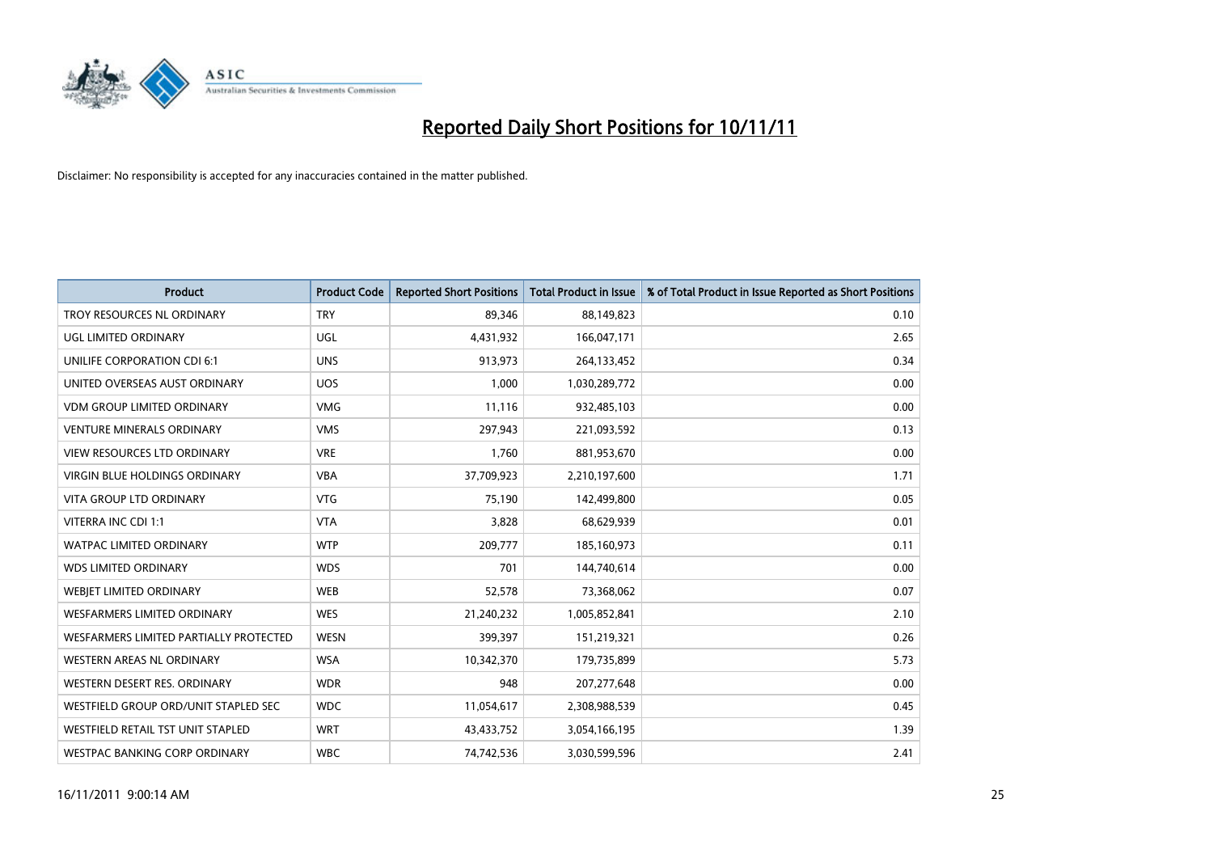# Reported Daily Short Positions for 10/11/11

Disclaimer: No responsibility is accepted for any inaccuracies contained in the matter published.

| Product | Product Code | Reported Short Positions | Total Product in Issue | % of Total Product in Issue Reported as Short Positions |
|---|---|---|---|---|
| TROY RESOURCES NL ORDINARY | TRY | 89,346 | 88,149,823 | 0.10 |
| UGL LIMITED ORDINARY | UGL | 4,431,932 | 166,047,171 | 2.65 |
| UNILIFE CORPORATION CDI 6:1 | UNS | 913,973 | 264,133,452 | 0.34 |
| UNITED OVERSEAS AUST ORDINARY | UOS | 1,000 | 1,030,289,772 | 0.00 |
| VDM GROUP LIMITED ORDINARY | VMG | 11,116 | 932,485,103 | 0.00 |
| VENTURE MINERALS ORDINARY | VMS | 297,943 | 221,093,592 | 0.13 |
| VIEW RESOURCES LTD ORDINARY | VRE | 1,760 | 881,953,670 | 0.00 |
| VIRGIN BLUE HOLDINGS ORDINARY | VBA | 37,709,923 | 2,210,197,600 | 1.71 |
| VITA GROUP LTD ORDINARY | VTG | 75,190 | 142,499,800 | 0.05 |
| VITERRA INC CDI 1:1 | VTA | 3,828 | 68,629,939 | 0.01 |
| WATPAC LIMITED ORDINARY | WTP | 209,777 | 185,160,973 | 0.11 |
| WDS LIMITED ORDINARY | WDS | 701 | 144,740,614 | 0.00 |
| WEBJET LIMITED ORDINARY | WEB | 52,578 | 73,368,062 | 0.07 |
| WESFARMERS LIMITED ORDINARY | WES | 21,240,232 | 1,005,852,841 | 2.10 |
| WESFARMERS LIMITED PARTIALLY PROTECTED | WESN | 399,397 | 151,219,321 | 0.26 |
| WESTERN AREAS NL ORDINARY | WSA | 10,342,370 | 179,735,899 | 5.73 |
| WESTERN DESERT RES. ORDINARY | WDR | 948 | 207,277,648 | 0.00 |
| WESTFIELD GROUP ORD/UNIT STAPLED SEC | WDC | 11,054,617 | 2,308,988,539 | 0.45 |
| WESTFIELD RETAIL TST UNIT STAPLED | WRT | 43,433,752 | 3,054,166,195 | 1.39 |
| WESTPAC BANKING CORP ORDINARY | WBC | 74,742,536 | 3,030,599,596 | 2.41 |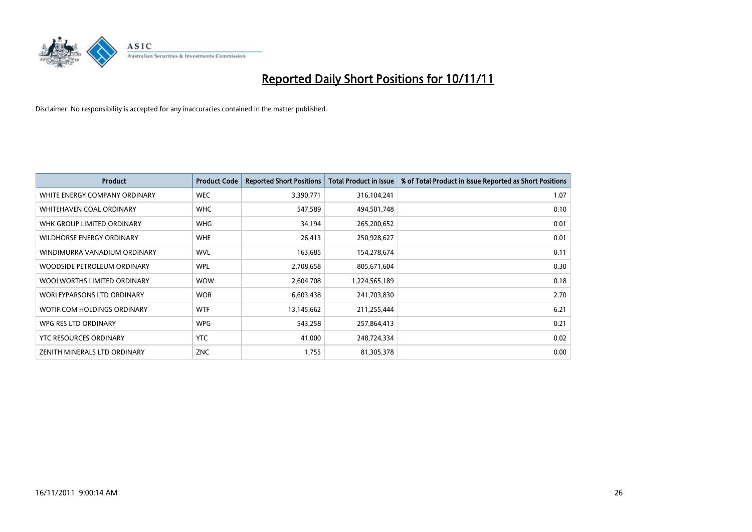# Reported Daily Short Positions for 10/11/11

Disclaimer: No responsibility is accepted for any inaccuracies contained in the matter published.

| Product | Product Code | Reported Short Positions | Total Product in Issue | % of Total Product in Issue Reported as Short Positions |
|---|---|---|---|---|
| WHITE ENERGY COMPANY ORDINARY | WEC | 3,390,771 | 316,104,241 | 1.07 |
| WHITEHAVEN COAL ORDINARY | WHC | 547,589 | 494,501,748 | 0.10 |
| WHK GROUP LIMITED ORDINARY | WHG | 34,194 | 265,200,652 | 0.01 |
| WILDHORSE ENERGY ORDINARY | WHE | 26,413 | 250,928,627 | 0.01 |
| WINDIMURRA VANADIUM ORDINARY | WVL | 163,685 | 154,278,674 | 0.11 |
| WOODSIDE PETROLEUM ORDINARY | WPL | 2,708,658 | 805,671,604 | 0.30 |
| WOOLWORTHS LIMITED ORDINARY | WOW | 2,604,708 | 1,224,565,189 | 0.18 |
| WORLEYPARSONS LTD ORDINARY | WOR | 6,603,438 | 241,703,830 | 2.70 |
| WOTIF.COM HOLDINGS ORDINARY | WTF | 13,145,662 | 211,255,444 | 6.21 |
| WPG RES LTD ORDINARY | WPG | 543,258 | 257,864,413 | 0.21 |
| YTC RESOURCES ORDINARY | YTC | 41,000 | 248,724,334 | 0.02 |
| ZENITH MINERALS LTD ORDINARY | ZNC | 1,755 | 81,305,378 | 0.00 |